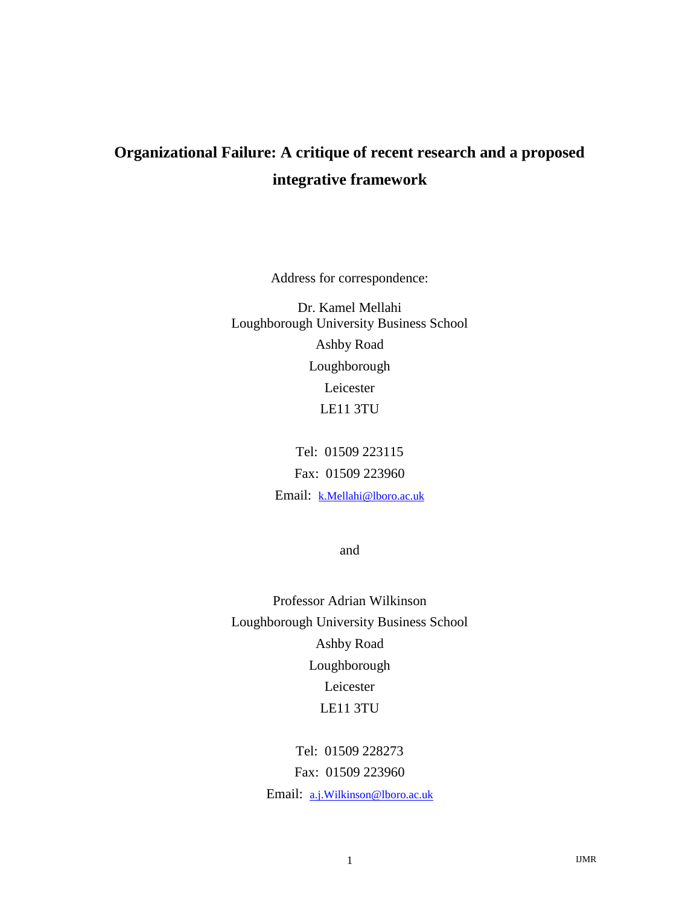# Organizational Failure: A critique of recent research and a proposed integrative framework

Address for correspondence:

Dr. Kamel Mellahi
Loughborough University Business School
Ashby Road
Loughborough
Leicester
LE11 3TU

Tel: 01509 223115
Fax: 01509 223960
Email: k.Mellahi@lboro.ac.uk

and

Professor Adrian Wilkinson
Loughborough University Business School
Ashby Road
Loughborough
Leicester
LE11 3TU

Tel: 01509 228273
Fax: 01509 223960
Email: a.j.Wilkinson@lboro.ac.uk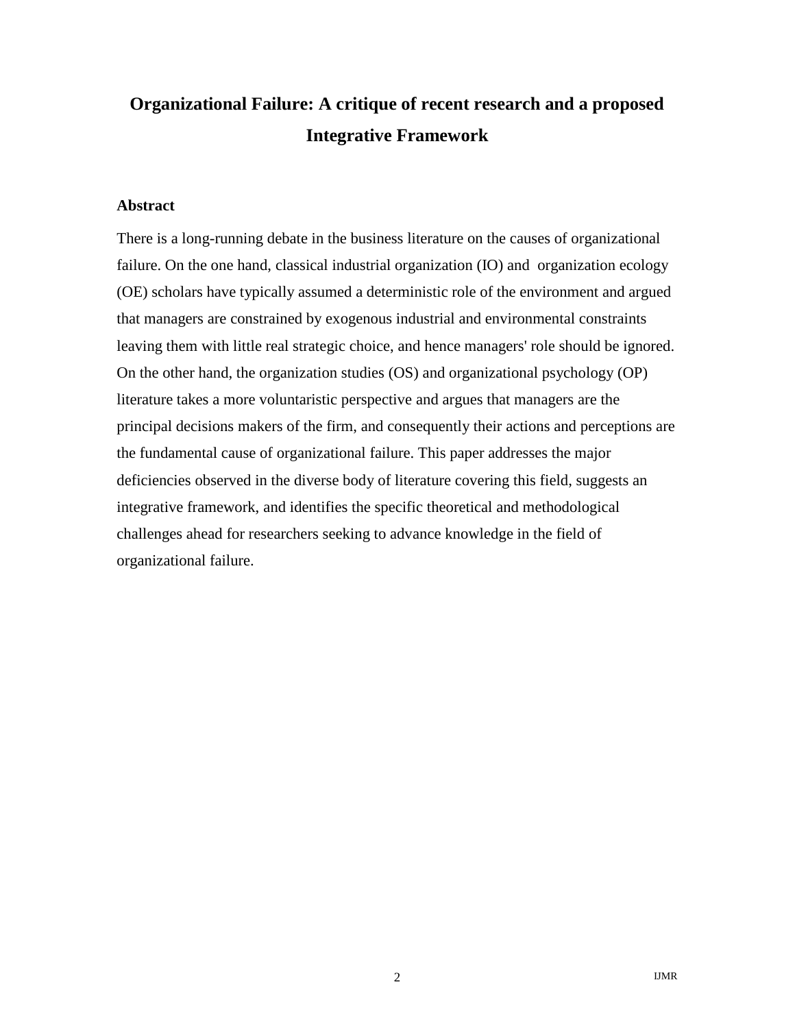# Organizational Failure: A critique of recent research and a proposed Integrative Framework

**Abstract**

There is a long-running debate in the business literature on the causes of organizational failure. On the one hand, classical industrial organization (IO) and organization ecology (OE) scholars have typically assumed a deterministic role of the environment and argued that managers are constrained by exogenous industrial and environmental constraints leaving them with little real strategic choice, and hence managers' role should be ignored. On the other hand, the organization studies (OS) and organizational psychology (OP) literature takes a more voluntaristic perspective and argues that managers are the principal decisions makers of the firm, and consequently their actions and perceptions are the fundamental cause of organizational failure. This paper addresses the major deficiencies observed in the diverse body of literature covering this field, suggests an integrative framework, and identifies the specific theoretical and methodological challenges ahead for researchers seeking to advance knowledge in the field of organizational failure.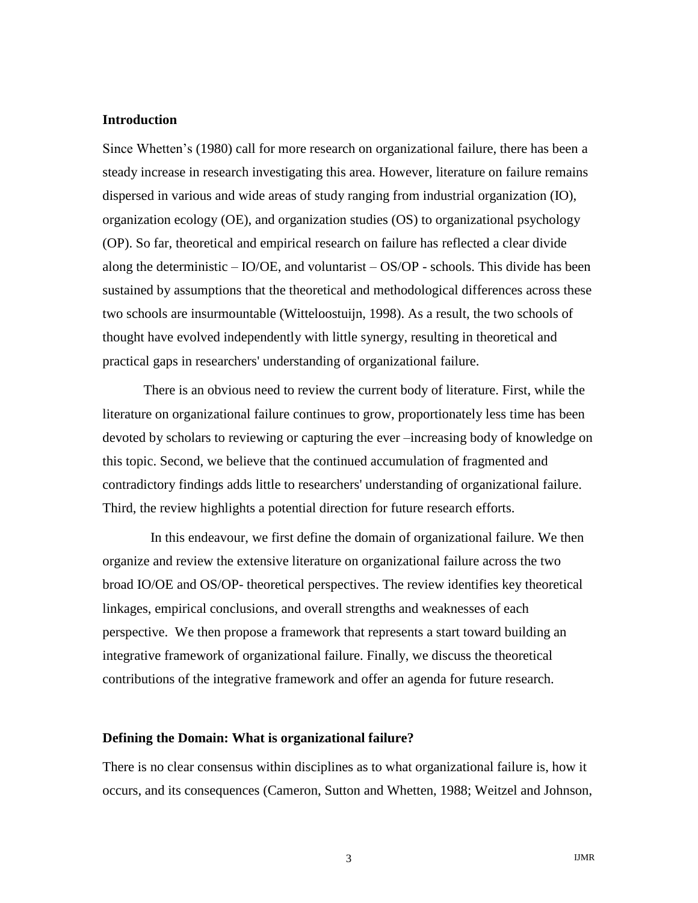## Introduction

Since Whetten's (1980) call for more research on organizational failure, there has been a steady increase in research investigating this area. However, literature on failure remains dispersed in various and wide areas of study ranging from industrial organization (IO), organization ecology (OE), and organization studies (OS) to organizational psychology (OP). So far, theoretical and empirical research on failure has reflected a clear divide along the deterministic – IO/OE, and voluntarist – OS/OP - schools. This divide has been sustained by assumptions that the theoretical and methodological differences across these two schools are insurmountable (Witteloostuijn, 1998). As a result, the two schools of thought have evolved independently with little synergy, resulting in theoretical and practical gaps in researchers' understanding of organizational failure.

There is an obvious need to review the current body of literature. First, while the literature on organizational failure continues to grow, proportionately less time has been devoted by scholars to reviewing or capturing the ever –increasing body of knowledge on this topic. Second, we believe that the continued accumulation of fragmented and contradictory findings adds little to researchers' understanding of organizational failure. Third, the review highlights a potential direction for future research efforts.

In this endeavour, we first define the domain of organizational failure. We then organize and review the extensive literature on organizational failure across the two broad IO/OE and OS/OP- theoretical perspectives. The review identifies key theoretical linkages, empirical conclusions, and overall strengths and weaknesses of each perspective. We then propose a framework that represents a start toward building an integrative framework of organizational failure. Finally, we discuss the theoretical contributions of the integrative framework and offer an agenda for future research.

## Defining the Domain: What is organizational failure?

There is no clear consensus within disciplines as to what organizational failure is, how it occurs, and its consequences (Cameron, Sutton and Whetten, 1988; Weitzel and Johnson,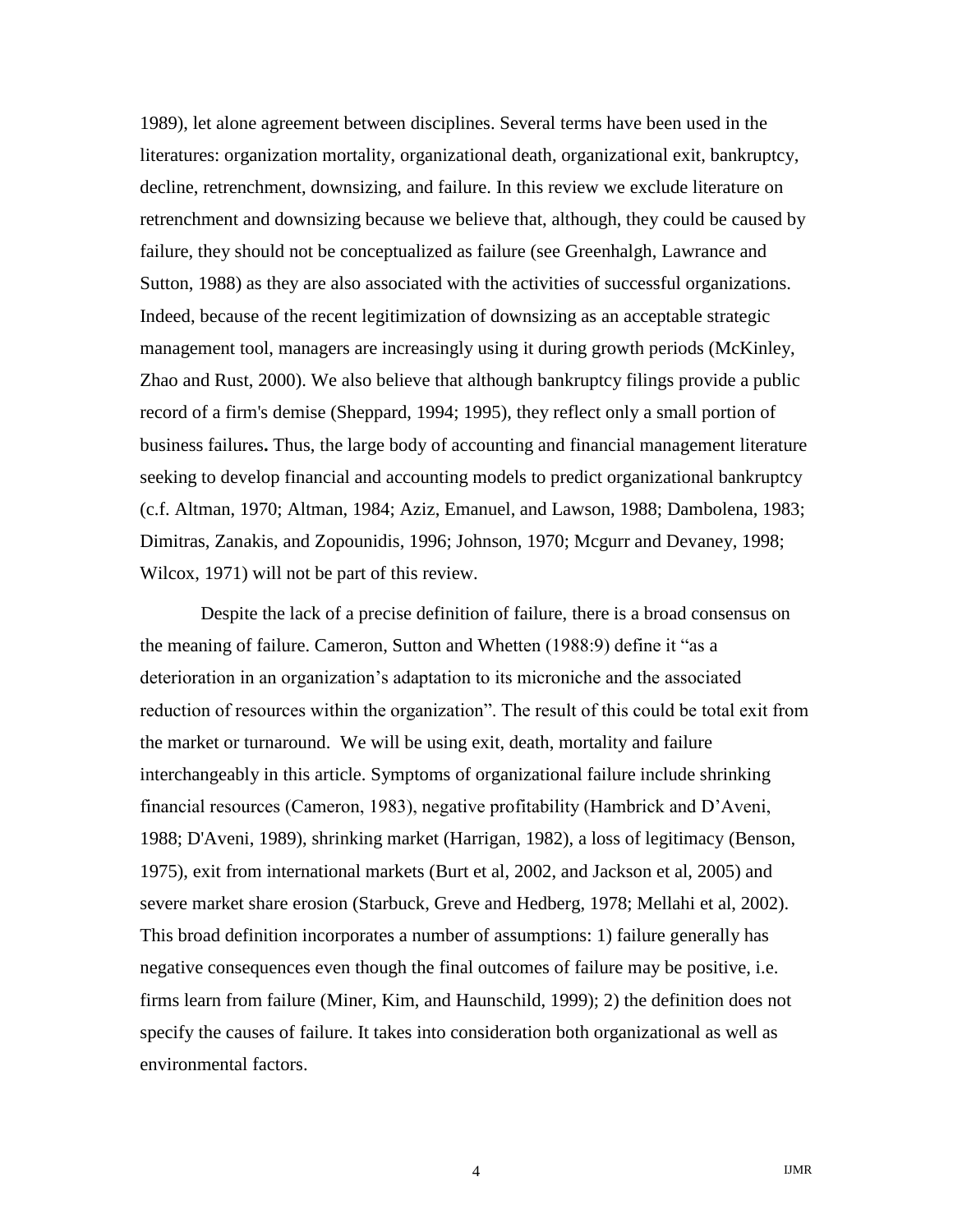1989), let alone agreement between disciplines. Several terms have been used in the literatures: organization mortality, organizational death, organizational exit, bankruptcy, decline, retrenchment, downsizing, and failure. In this review we exclude literature on retrenchment and downsizing because we believe that, although, they could be caused by failure, they should not be conceptualized as failure (see Greenhalgh, Lawrance and Sutton, 1988) as they are also associated with the activities of successful organizations. Indeed, because of the recent legitimization of downsizing as an acceptable strategic management tool, managers are increasingly using it during growth periods (McKinley, Zhao and Rust, 2000). We also believe that although bankruptcy filings provide a public record of a firm's demise (Sheppard, 1994; 1995), they reflect only a small portion of business failures**.** Thus, the large body of accounting and financial management literature seeking to develop financial and accounting models to predict organizational bankruptcy (c.f. Altman, 1970; Altman, 1984; Aziz, Emanuel, and Lawson, 1988; Dambolena, 1983; Dimitras, Zanakis, and Zopounidis, 1996; Johnson, 1970; Mcgurr and Devaney, 1998; Wilcox, 1971) will not be part of this review.

Despite the lack of a precise definition of failure, there is a broad consensus on the meaning of failure. Cameron, Sutton and Whetten (1988:9) define it "as a deterioration in an organization's adaptation to its microniche and the associated reduction of resources within the organization". The result of this could be total exit from the market or turnaround. We will be using exit, death, mortality and failure interchangeably in this article. Symptoms of organizational failure include shrinking financial resources (Cameron, 1983), negative profitability (Hambrick and D'Aveni, 1988; D'Aveni, 1989), shrinking market (Harrigan, 1982), a loss of legitimacy (Benson, 1975), exit from international markets (Burt et al, 2002, and Jackson et al, 2005) and severe market share erosion (Starbuck, Greve and Hedberg, 1978; Mellahi et al, 2002). This broad definition incorporates a number of assumptions: 1) failure generally has negative consequences even though the final outcomes of failure may be positive, i.e. firms learn from failure (Miner, Kim, and Haunschild, 1999); 2) the definition does not specify the causes of failure. It takes into consideration both organizational as well as environmental factors.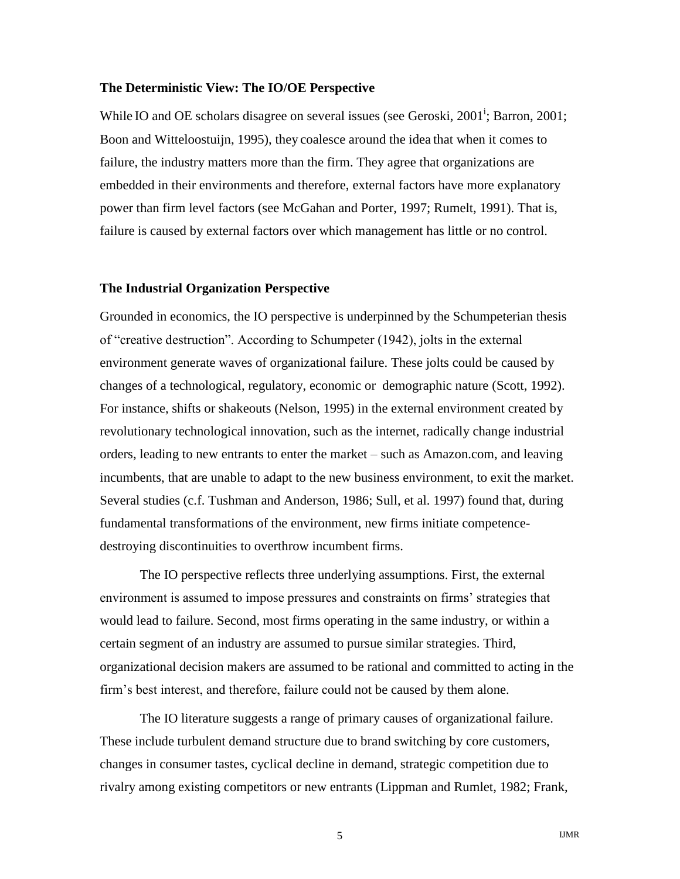### The Deterministic View: The IO/OE Perspective

While IO and OE scholars disagree on several issues (see Geroski, 2001[i]; Barron, 2001; Boon and Witteloostuijn, 1995), they coalesce around the idea that when it comes to failure, the industry matters more than the firm. They agree that organizations are embedded in their environments and therefore, external factors have more explanatory power than firm level factors (see McGahan and Porter, 1997; Rumelt, 1991). That is, failure is caused by external factors over which management has little or no control.

### The Industrial Organization Perspective

Grounded in economics, the IO perspective is underpinned by the Schumpeterian thesis of "creative destruction". According to Schumpeter (1942), jolts in the external environment generate waves of organizational failure. These jolts could be caused by changes of a technological, regulatory, economic or demographic nature (Scott, 1992). For instance, shifts or shakeouts (Nelson, 1995) in the external environment created by revolutionary technological innovation, such as the internet, radically change industrial orders, leading to new entrants to enter the market – such as Amazon.com, and leaving incumbents, that are unable to adapt to the new business environment, to exit the market. Several studies (c.f. Tushman and Anderson, 1986; Sull, et al. 1997) found that, during fundamental transformations of the environment, new firms initiate competence-destroying discontinuities to overthrow incumbent firms.

The IO perspective reflects three underlying assumptions. First, the external environment is assumed to impose pressures and constraints on firms' strategies that would lead to failure. Second, most firms operating in the same industry, or within a certain segment of an industry are assumed to pursue similar strategies. Third, organizational decision makers are assumed to be rational and committed to acting in the firm's best interest, and therefore, failure could not be caused by them alone.

The IO literature suggests a range of primary causes of organizational failure. These include turbulent demand structure due to brand switching by core customers, changes in consumer tastes, cyclical decline in demand, strategic competition due to rivalry among existing competitors or new entrants (Lippman and Rumlet, 1982; Frank,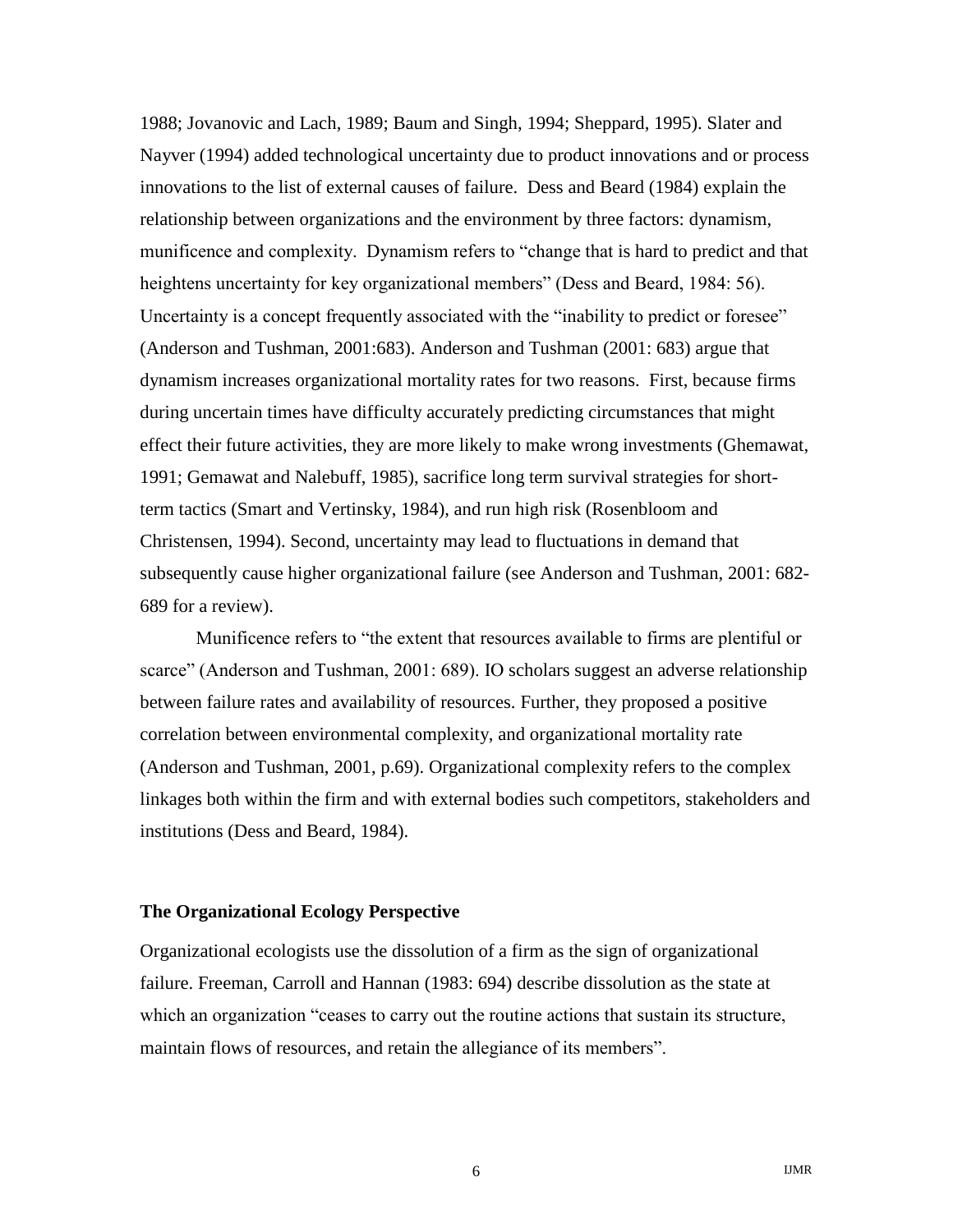1988; Jovanovic and Lach, 1989; Baum and Singh, 1994; Sheppard, 1995). Slater and Nayver (1994) added technological uncertainty due to product innovations and or process innovations to the list of external causes of failure. Dess and Beard (1984) explain the relationship between organizations and the environment by three factors: dynamism, munificence and complexity. Dynamism refers to "change that is hard to predict and that heightens uncertainty for key organizational members" (Dess and Beard, 1984: 56). Uncertainty is a concept frequently associated with the "inability to predict or foresee" (Anderson and Tushman, 2001:683). Anderson and Tushman (2001: 683) argue that dynamism increases organizational mortality rates for two reasons. First, because firms during uncertain times have difficulty accurately predicting circumstances that might effect their future activities, they are more likely to make wrong investments (Ghemawat, 1991; Gemawat and Nalebuff, 1985), sacrifice long term survival strategies for short-term tactics (Smart and Vertinsky, 1984), and run high risk (Rosenbloom and Christensen, 1994). Second, uncertainty may lead to fluctuations in demand that subsequently cause higher organizational failure (see Anderson and Tushman, 2001: 682-689 for a review).

Munificence refers to "the extent that resources available to firms are plentiful or scarce" (Anderson and Tushman, 2001: 689). IO scholars suggest an adverse relationship between failure rates and availability of resources. Further, they proposed a positive correlation between environmental complexity, and organizational mortality rate (Anderson and Tushman, 2001, p.69). Organizational complexity refers to the complex linkages both within the firm and with external bodies such competitors, stakeholders and institutions (Dess and Beard, 1984).

### The Organizational Ecology Perspective

Organizational ecologists use the dissolution of a firm as the sign of organizational failure. Freeman, Carroll and Hannan (1983: 694) describe dissolution as the state at which an organization "ceases to carry out the routine actions that sustain its structure, maintain flows of resources, and retain the allegiance of its members".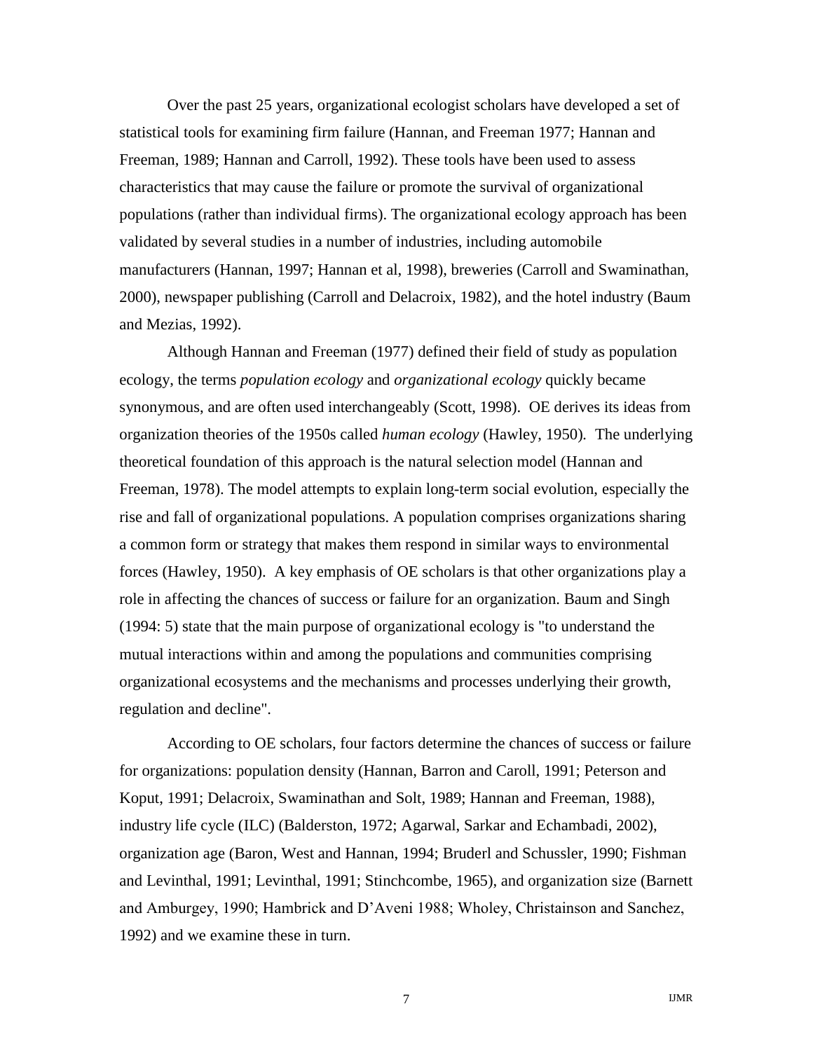Over the past 25 years, organizational ecologist scholars have developed a set of statistical tools for examining firm failure (Hannan, and Freeman 1977; Hannan and Freeman, 1989; Hannan and Carroll, 1992). These tools have been used to assess characteristics that may cause the failure or promote the survival of organizational populations (rather than individual firms). The organizational ecology approach has been validated by several studies in a number of industries, including automobile manufacturers (Hannan, 1997; Hannan et al, 1998), breweries (Carroll and Swaminathan, 2000), newspaper publishing (Carroll and Delacroix, 1982), and the hotel industry (Baum and Mezias, 1992).

Although Hannan and Freeman (1977) defined their field of study as population ecology, the terms *population ecology* and *organizational ecology* quickly became synonymous, and are often used interchangeably (Scott, 1998). OE derives its ideas from organization theories of the 1950s called *human ecology* (Hawley, 1950). The underlying theoretical foundation of this approach is the natural selection model (Hannan and Freeman, 1978). The model attempts to explain long-term social evolution, especially the rise and fall of organizational populations. A population comprises organizations sharing a common form or strategy that makes them respond in similar ways to environmental forces (Hawley, 1950). A key emphasis of OE scholars is that other organizations play a role in affecting the chances of success or failure for an organization. Baum and Singh (1994: 5) state that the main purpose of organizational ecology is "to understand the mutual interactions within and among the populations and communities comprising organizational ecosystems and the mechanisms and processes underlying their growth, regulation and decline".

According to OE scholars, four factors determine the chances of success or failure for organizations: population density (Hannan, Barron and Caroll, 1991; Peterson and Koput, 1991; Delacroix, Swaminathan and Solt, 1989; Hannan and Freeman, 1988), industry life cycle (ILC) (Balderston, 1972; Agarwal, Sarkar and Echambadi, 2002), organization age (Baron, West and Hannan, 1994; Bruderl and Schussler, 1990; Fishman and Levinthal, 1991; Levinthal, 1991; Stinchcombe, 1965), and organization size (Barnett and Amburgey, 1990; Hambrick and D'Aveni 1988; Wholey, Christainson and Sanchez, 1992) and we examine these in turn.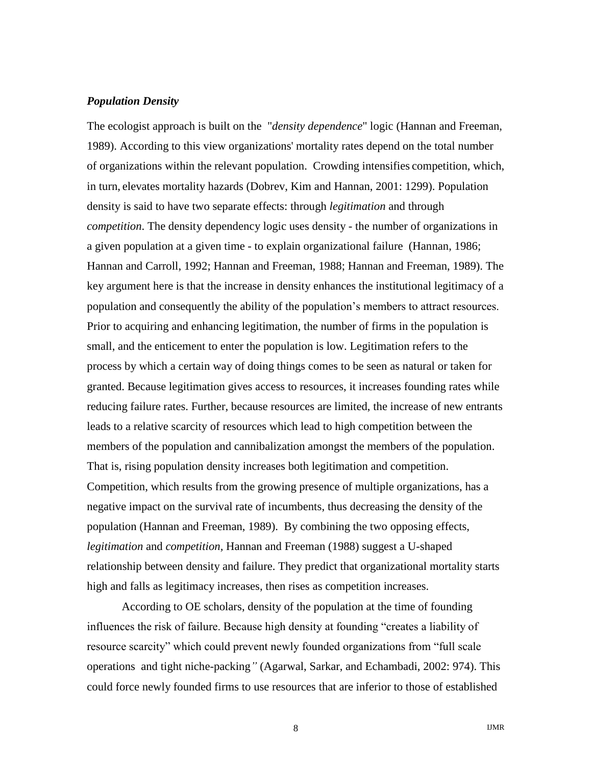***Population Density***

The ecologist approach is built on the "*density dependence*" logic (Hannan and Freeman, 1989). According to this view organizations' mortality rates depend on the total number of organizations within the relevant population. Crowding intensifies competition, which, in turn, elevates mortality hazards (Dobrev, Kim and Hannan, 2001: 1299). Population density is said to have two separate effects: through *legitimation* and through *competition*. The density dependency logic uses density - the number of organizations in a given population at a given time - to explain organizational failure (Hannan, 1986; Hannan and Carroll, 1992; Hannan and Freeman, 1988; Hannan and Freeman, 1989). The key argument here is that the increase in density enhances the institutional legitimacy of a population and consequently the ability of the population's members to attract resources. Prior to acquiring and enhancing legitimation, the number of firms in the population is small, and the enticement to enter the population is low. Legitimation refers to the process by which a certain way of doing things comes to be seen as natural or taken for granted. Because legitimation gives access to resources, it increases founding rates while reducing failure rates. Further, because resources are limited, the increase of new entrants leads to a relative scarcity of resources which lead to high competition between the members of the population and cannibalization amongst the members of the population. That is, rising population density increases both legitimation and competition. Competition, which results from the growing presence of multiple organizations, has a negative impact on the survival rate of incumbents, thus decreasing the density of the population (Hannan and Freeman, 1989). By combining the two opposing effects, *legitimation* and *competition,* Hannan and Freeman (1988) suggest a U-shaped relationship between density and failure. They predict that organizational mortality starts high and falls as legitimacy increases, then rises as competition increases.

According to OE scholars, density of the population at the time of founding influences the risk of failure. Because high density at founding "creates a liability of resource scarcity" which could prevent newly founded organizations from "full scale operations and tight niche-packing*"* (Agarwal, Sarkar, and Echambadi, 2002: 974). This could force newly founded firms to use resources that are inferior to those of established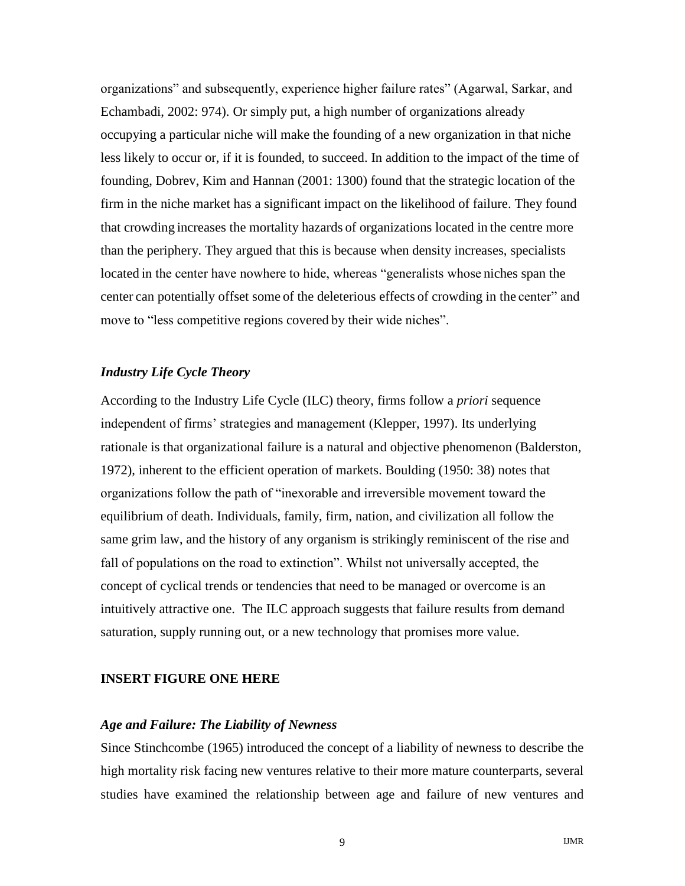organizations" and subsequently, experience higher failure rates" (Agarwal, Sarkar, and Echambadi, 2002: 974). Or simply put, a high number of organizations already occupying a particular niche will make the founding of a new organization in that niche less likely to occur or, if it is founded, to succeed. In addition to the impact of the time of founding, Dobrev, Kim and Hannan (2001: 1300) found that the strategic location of the firm in the niche market has a significant impact on the likelihood of failure. They found that crowding increases the mortality hazards of organizations located in the centre more than the periphery. They argued that this is because when density increases, specialists located in the center have nowhere to hide, whereas "generalists whose niches span the center can potentially offset some of the deleterious effects of crowding in the center" and move to "less competitive regions covered by their wide niches".

### *Industry Life Cycle Theory*

According to the Industry Life Cycle (ILC) theory, firms follow a *priori* sequence independent of firms' strategies and management (Klepper, 1997). Its underlying rationale is that organizational failure is a natural and objective phenomenon (Balderston, 1972), inherent to the efficient operation of markets. Boulding (1950: 38) notes that organizations follow the path of "inexorable and irreversible movement toward the equilibrium of death. Individuals, family, firm, nation, and civilization all follow the same grim law, and the history of any organism is strikingly reminiscent of the rise and fall of populations on the road to extinction". Whilst not universally accepted, the concept of cyclical trends or tendencies that need to be managed or overcome is an intuitively attractive one. The ILC approach suggests that failure results from demand saturation, supply running out, or a new technology that promises more value.

**INSERT FIGURE ONE HERE**

### *Age and Failure: The Liability of Newness*

Since Stinchcombe (1965) introduced the concept of a liability of newness to describe the high mortality risk facing new ventures relative to their more mature counterparts, several studies have examined the relationship between age and failure of new ventures and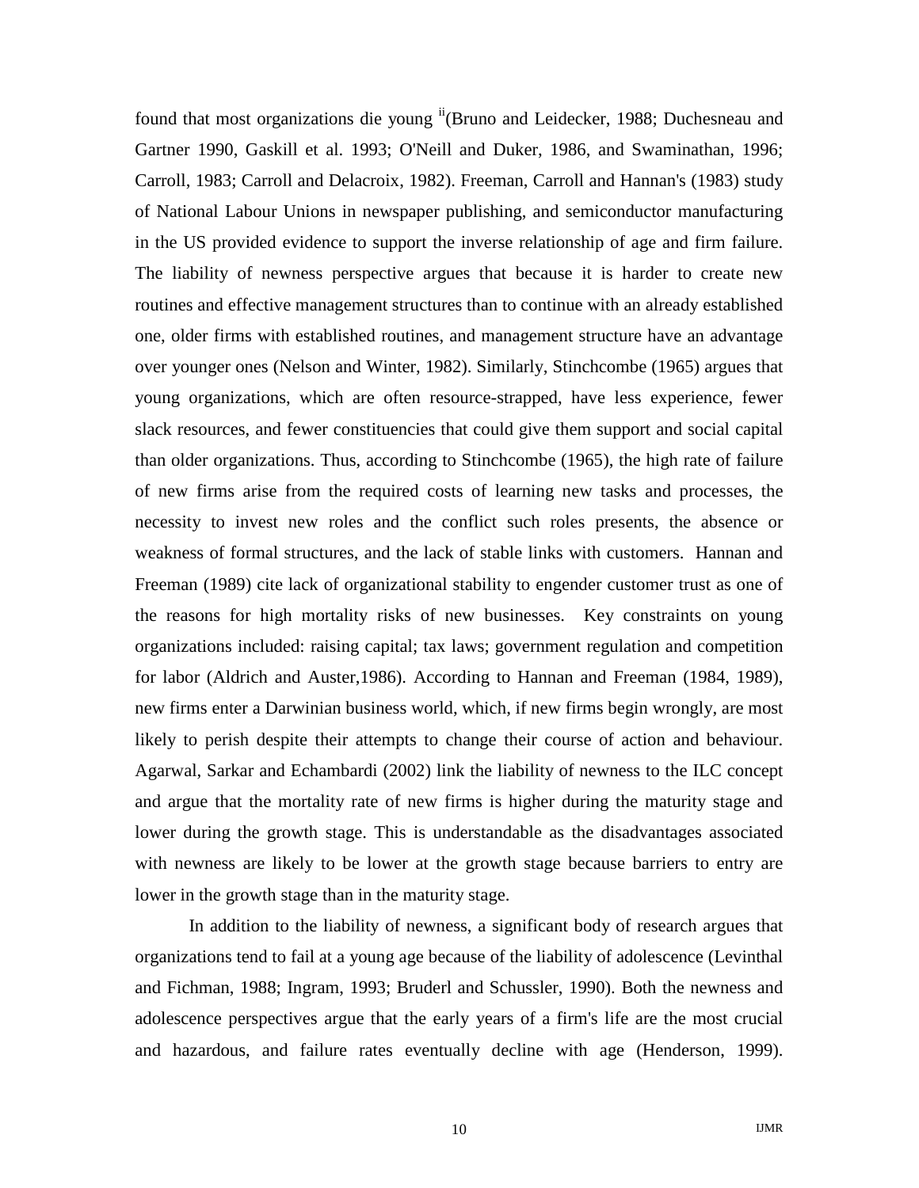found that most organizations die young [ii](Bruno and Leidecker, 1988; Duchesneau and Gartner 1990, Gaskill et al. 1993; O'Neill and Duker, 1986, and Swaminathan, 1996; Carroll, 1983; Carroll and Delacroix, 1982). Freeman, Carroll and Hannan's (1983) study of National Labour Unions in newspaper publishing, and semiconductor manufacturing in the US provided evidence to support the inverse relationship of age and firm failure. The liability of newness perspective argues that because it is harder to create new routines and effective management structures than to continue with an already established one, older firms with established routines, and management structure have an advantage over younger ones (Nelson and Winter, 1982). Similarly, Stinchcombe (1965) argues that young organizations, which are often resource-strapped, have less experience, fewer slack resources, and fewer constituencies that could give them support and social capital than older organizations. Thus, according to Stinchcombe (1965), the high rate of failure of new firms arise from the required costs of learning new tasks and processes, the necessity to invest new roles and the conflict such roles presents, the absence or weakness of formal structures, and the lack of stable links with customers. Hannan and Freeman (1989) cite lack of organizational stability to engender customer trust as one of the reasons for high mortality risks of new businesses. Key constraints on young organizations included: raising capital; tax laws; government regulation and competition for labor (Aldrich and Auster,1986). According to Hannan and Freeman (1984, 1989), new firms enter a Darwinian business world, which, if new firms begin wrongly, are most likely to perish despite their attempts to change their course of action and behaviour. Agarwal, Sarkar and Echambardi (2002) link the liability of newness to the ILC concept and argue that the mortality rate of new firms is higher during the maturity stage and lower during the growth stage. This is understandable as the disadvantages associated with newness are likely to be lower at the growth stage because barriers to entry are lower in the growth stage than in the maturity stage.

In addition to the liability of newness, a significant body of research argues that organizations tend to fail at a young age because of the liability of adolescence (Levinthal and Fichman, 1988; Ingram, 1993; Bruderl and Schussler, 1990). Both the newness and adolescence perspectives argue that the early years of a firm's life are the most crucial and hazardous, and failure rates eventually decline with age (Henderson, 1999).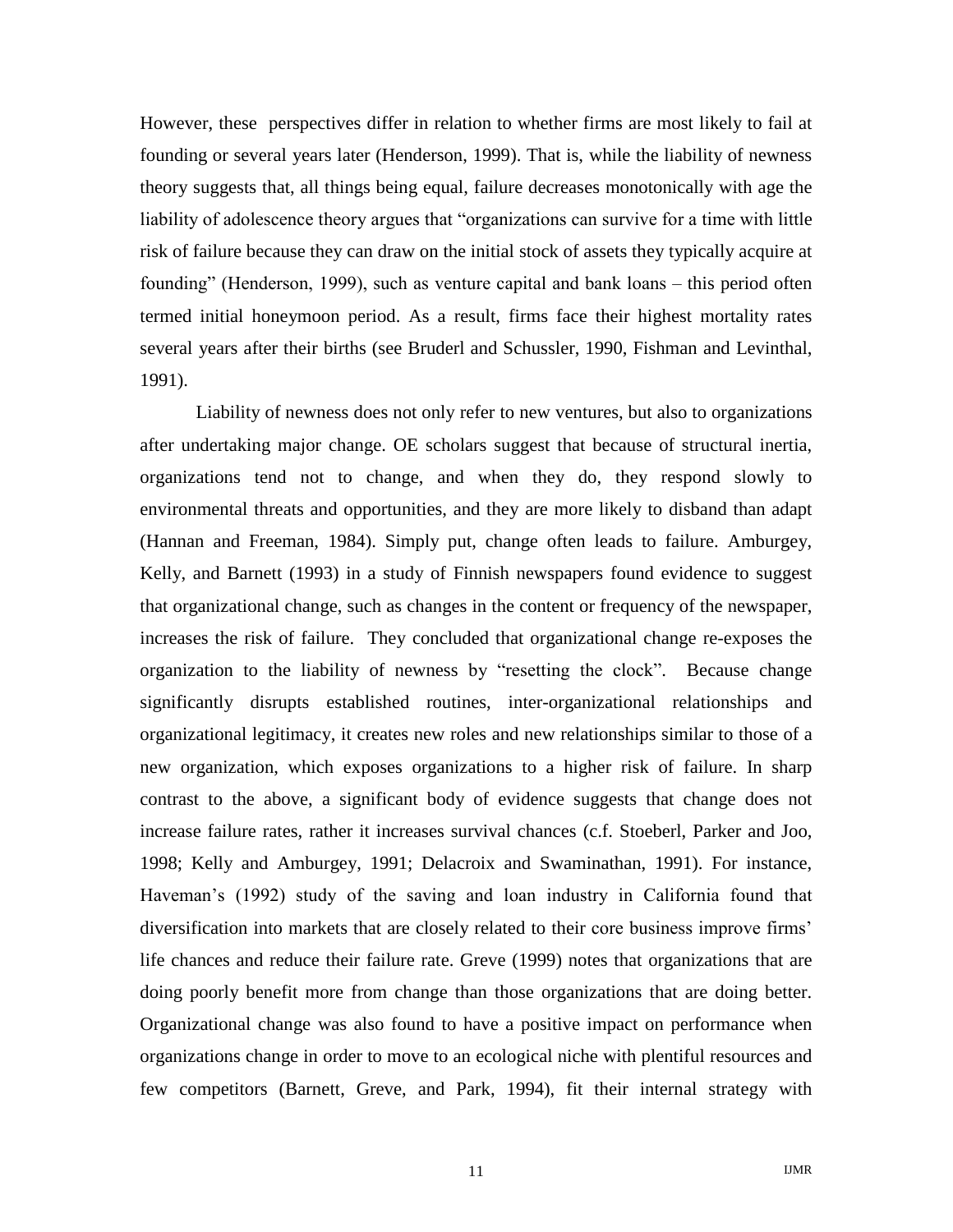However, these perspectives differ in relation to whether firms are most likely to fail at founding or several years later (Henderson, 1999). That is, while the liability of newness theory suggests that, all things being equal, failure decreases monotonically with age the liability of adolescence theory argues that "organizations can survive for a time with little risk of failure because they can draw on the initial stock of assets they typically acquire at founding" (Henderson, 1999), such as venture capital and bank loans – this period often termed initial honeymoon period. As a result, firms face their highest mortality rates several years after their births (see Bruderl and Schussler, 1990, Fishman and Levinthal, 1991).

Liability of newness does not only refer to new ventures, but also to organizations after undertaking major change. OE scholars suggest that because of structural inertia, organizations tend not to change, and when they do, they respond slowly to environmental threats and opportunities, and they are more likely to disband than adapt (Hannan and Freeman, 1984). Simply put, change often leads to failure. Amburgey, Kelly, and Barnett (1993) in a study of Finnish newspapers found evidence to suggest that organizational change, such as changes in the content or frequency of the newspaper, increases the risk of failure. They concluded that organizational change re-exposes the organization to the liability of newness by "resetting the clock". Because change significantly disrupts established routines, inter-organizational relationships and organizational legitimacy, it creates new roles and new relationships similar to those of a new organization, which exposes organizations to a higher risk of failure. In sharp contrast to the above, a significant body of evidence suggests that change does not increase failure rates, rather it increases survival chances (c.f. Stoeberl, Parker and Joo, 1998; Kelly and Amburgey, 1991; Delacroix and Swaminathan, 1991). For instance, Haveman's (1992) study of the saving and loan industry in California found that diversification into markets that are closely related to their core business improve firms' life chances and reduce their failure rate. Greve (1999) notes that organizations that are doing poorly benefit more from change than those organizations that are doing better. Organizational change was also found to have a positive impact on performance when organizations change in order to move to an ecological niche with plentiful resources and few competitors (Barnett, Greve, and Park, 1994), fit their internal strategy with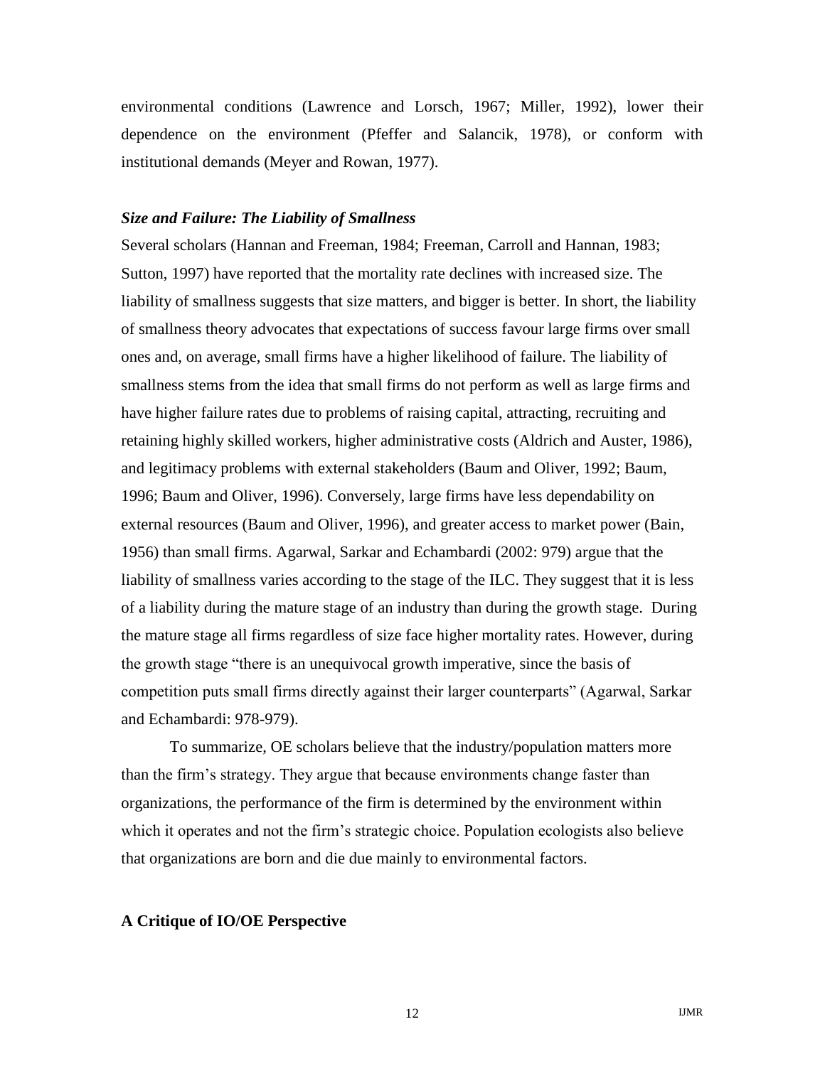environmental conditions (Lawrence and Lorsch, 1967; Miller, 1992), lower their dependence on the environment (Pfeffer and Salancik, 1978), or conform with institutional demands (Meyer and Rowan, 1977).

### *Size and Failure: The Liability of Smallness*

Several scholars (Hannan and Freeman, 1984; Freeman, Carroll and Hannan, 1983; Sutton, 1997) have reported that the mortality rate declines with increased size. The liability of smallness suggests that size matters, and bigger is better. In short, the liability of smallness theory advocates that expectations of success favour large firms over small ones and, on average, small firms have a higher likelihood of failure. The liability of smallness stems from the idea that small firms do not perform as well as large firms and have higher failure rates due to problems of raising capital, attracting, recruiting and retaining highly skilled workers, higher administrative costs (Aldrich and Auster, 1986), and legitimacy problems with external stakeholders (Baum and Oliver, 1992; Baum, 1996; Baum and Oliver, 1996). Conversely, large firms have less dependability on external resources (Baum and Oliver, 1996), and greater access to market power (Bain, 1956) than small firms. Agarwal, Sarkar and Echambardi (2002: 979) argue that the liability of smallness varies according to the stage of the ILC. They suggest that it is less of a liability during the mature stage of an industry than during the growth stage. During the mature stage all firms regardless of size face higher mortality rates. However, during the growth stage "there is an unequivocal growth imperative, since the basis of competition puts small firms directly against their larger counterparts" (Agarwal, Sarkar and Echambardi: 978-979).

To summarize, OE scholars believe that the industry/population matters more than the firm's strategy. They argue that because environments change faster than organizations, the performance of the firm is determined by the environment within which it operates and not the firm's strategic choice. Population ecologists also believe that organizations are born and die due mainly to environmental factors.

## A Critique of IO/OE Perspective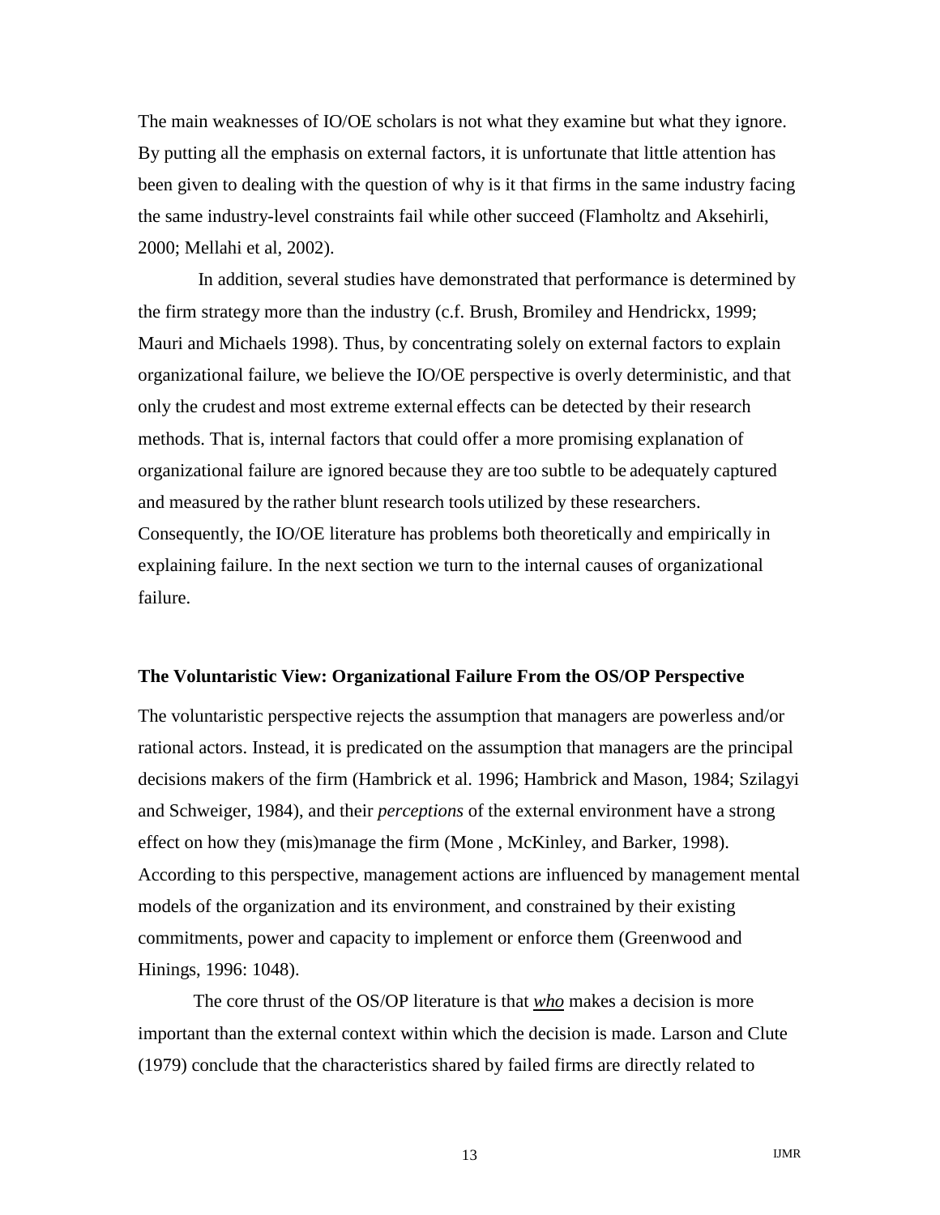The main weaknesses of IO/OE scholars is not what they examine but what they ignore. By putting all the emphasis on external factors, it is unfortunate that little attention has been given to dealing with the question of why is it that firms in the same industry facing the same industry-level constraints fail while other succeed (Flamholtz and Aksehirli, 2000; Mellahi et al, 2002).

In addition, several studies have demonstrated that performance is determined by the firm strategy more than the industry (c.f. Brush, Bromiley and Hendrickx, 1999; Mauri and Michaels 1998). Thus, by concentrating solely on external factors to explain organizational failure, we believe the IO/OE perspective is overly deterministic, and that only the crudest and most extreme external effects can be detected by their research methods. That is, internal factors that could offer a more promising explanation of organizational failure are ignored because they are too subtle to be adequately captured and measured by the rather blunt research tools utilized by these researchers. Consequently, the IO/OE literature has problems both theoretically and empirically in explaining failure. In the next section we turn to the internal causes of organizational failure.

**The Voluntaristic View: Organizational Failure From the OS/OP Perspective**

The voluntaristic perspective rejects the assumption that managers are powerless and/or rational actors. Instead, it is predicated on the assumption that managers are the principal decisions makers of the firm (Hambrick et al. 1996; Hambrick and Mason, 1984; Szilagyi and Schweiger, 1984), and their *perceptions* of the external environment have a strong effect on how they (mis)manage the firm (Mone , McKinley, and Barker, 1998). According to this perspective, management actions are influenced by management mental models of the organization and its environment, and constrained by their existing commitments, power and capacity to implement or enforce them (Greenwood and Hinings, 1996: 1048).

The core thrust of the OS/OP literature is that ***who*** makes a decision is more important than the external context within which the decision is made. Larson and Clute (1979) conclude that the characteristics shared by failed firms are directly related to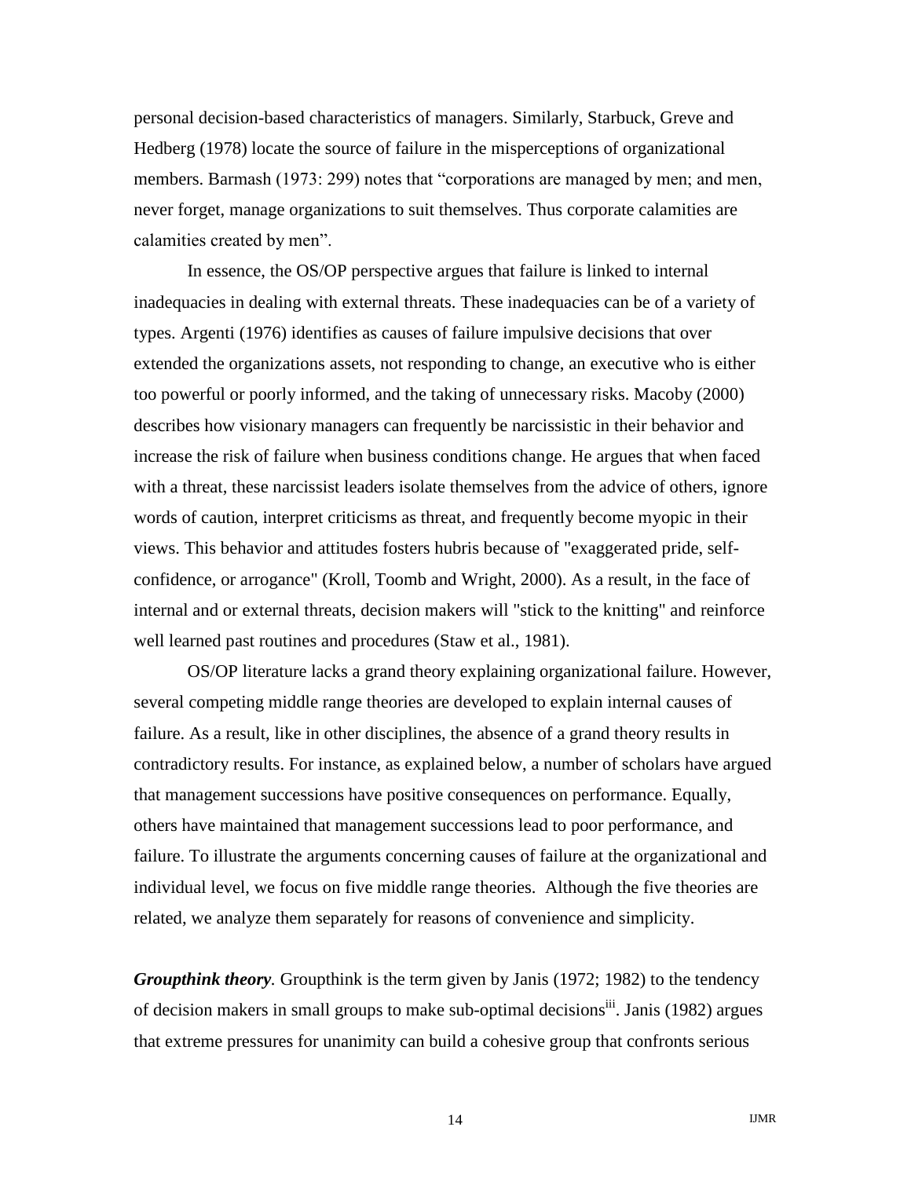personal decision-based characteristics of managers. Similarly, Starbuck, Greve and Hedberg (1978) locate the source of failure in the misperceptions of organizational members. Barmash (1973: 299) notes that "corporations are managed by men; and men, never forget, manage organizations to suit themselves. Thus corporate calamities are calamities created by men".

In essence, the OS/OP perspective argues that failure is linked to internal inadequacies in dealing with external threats. These inadequacies can be of a variety of types. Argenti (1976) identifies as causes of failure impulsive decisions that over extended the organizations assets, not responding to change, an executive who is either too powerful or poorly informed, and the taking of unnecessary risks. Macoby (2000) describes how visionary managers can frequently be narcissistic in their behavior and increase the risk of failure when business conditions change. He argues that when faced with a threat, these narcissist leaders isolate themselves from the advice of others, ignore words of caution, interpret criticisms as threat, and frequently become myopic in their views. This behavior and attitudes fosters hubris because of "exaggerated pride, self-confidence, or arrogance" (Kroll, Toomb and Wright, 2000). As a result, in the face of internal and or external threats, decision makers will "stick to the knitting" and reinforce well learned past routines and procedures (Staw et al., 1981).

OS/OP literature lacks a grand theory explaining organizational failure. However, several competing middle range theories are developed to explain internal causes of failure. As a result, like in other disciplines, the absence of a grand theory results in contradictory results. For instance, as explained below, a number of scholars have argued that management successions have positive consequences on performance. Equally, others have maintained that management successions lead to poor performance, and failure. To illustrate the arguments concerning causes of failure at the organizational and individual level, we focus on five middle range theories. Although the five theories are related, we analyze them separately for reasons of convenience and simplicity.

***Groupthink theory.*** Groupthink is the term given by Janis (1972; 1982) to the tendency of decision makers in small groups to make sub-optimal decisions[iii]. Janis (1982) argues that extreme pressures for unanimity can build a cohesive group that confronts serious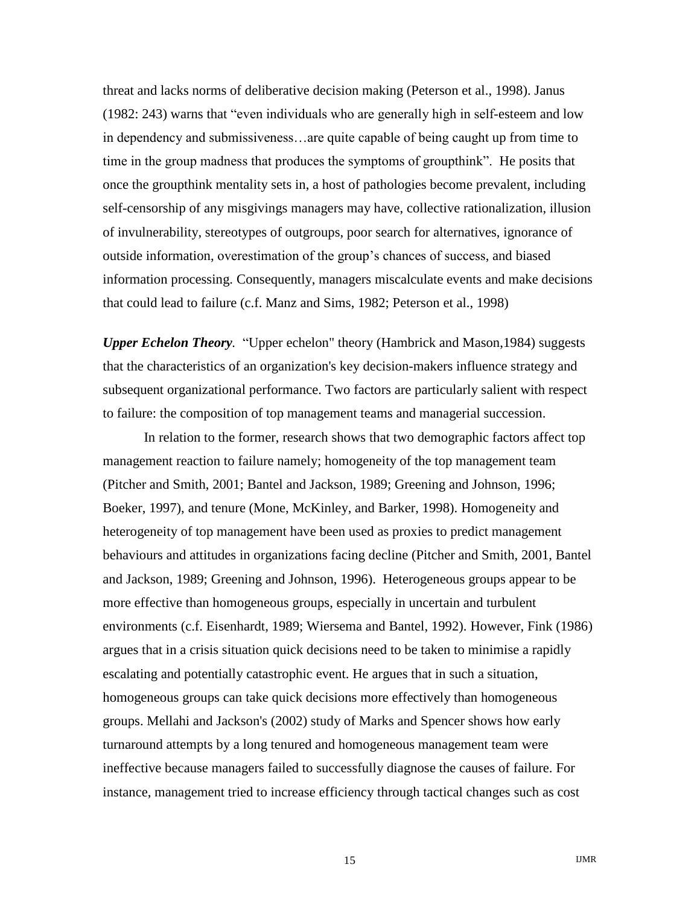threat and lacks norms of deliberative decision making (Peterson et al., 1998). Janus (1982: 243) warns that "even individuals who are generally high in self-esteem and low in dependency and submissiveness…are quite capable of being caught up from time to time in the group madness that produces the symptoms of groupthink". He posits that once the groupthink mentality sets in, a host of pathologies become prevalent, including self-censorship of any misgivings managers may have, collective rationalization, illusion of invulnerability, stereotypes of outgroups, poor search for alternatives, ignorance of outside information, overestimation of the group's chances of success, and biased information processing. Consequently, managers miscalculate events and make decisions that could lead to failure (c.f. Manz and Sims, 1982; Peterson et al., 1998)

***Upper Echelon Theory.*** "Upper echelon" theory (Hambrick and Mason,1984) suggests that the characteristics of an organization's key decision-makers influence strategy and subsequent organizational performance. Two factors are particularly salient with respect to failure: the composition of top management teams and managerial succession.

In relation to the former, research shows that two demographic factors affect top management reaction to failure namely; homogeneity of the top management team (Pitcher and Smith, 2001; Bantel and Jackson, 1989; Greening and Johnson, 1996; Boeker, 1997), and tenure (Mone, McKinley, and Barker, 1998). Homogeneity and heterogeneity of top management have been used as proxies to predict management behaviours and attitudes in organizations facing decline (Pitcher and Smith, 2001, Bantel and Jackson, 1989; Greening and Johnson, 1996). Heterogeneous groups appear to be more effective than homogeneous groups, especially in uncertain and turbulent environments (c.f. Eisenhardt, 1989; Wiersema and Bantel, 1992). However, Fink (1986) argues that in a crisis situation quick decisions need to be taken to minimise a rapidly escalating and potentially catastrophic event. He argues that in such a situation, homogeneous groups can take quick decisions more effectively than homogeneous groups. Mellahi and Jackson's (2002) study of Marks and Spencer shows how early turnaround attempts by a long tenured and homogeneous management team were ineffective because managers failed to successfully diagnose the causes of failure. For instance, management tried to increase efficiency through tactical changes such as cost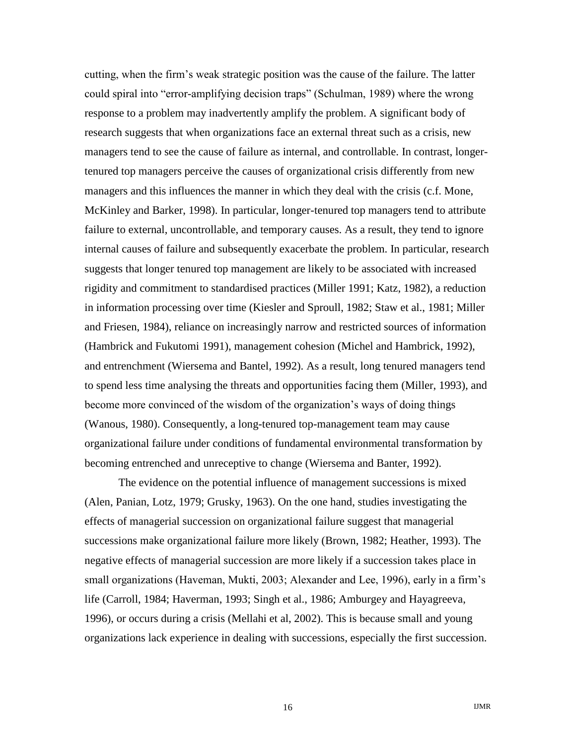cutting, when the firm's weak strategic position was the cause of the failure. The latter could spiral into "error-amplifying decision traps" (Schulman, 1989) where the wrong response to a problem may inadvertently amplify the problem. A significant body of research suggests that when organizations face an external threat such as a crisis, new managers tend to see the cause of failure as internal, and controllable. In contrast, longer-tenured top managers perceive the causes of organizational crisis differently from new managers and this influences the manner in which they deal with the crisis (c.f. Mone, McKinley and Barker, 1998). In particular, longer-tenured top managers tend to attribute failure to external, uncontrollable, and temporary causes. As a result, they tend to ignore internal causes of failure and subsequently exacerbate the problem. In particular, research suggests that longer tenured top management are likely to be associated with increased rigidity and commitment to standardised practices (Miller 1991; Katz, 1982), a reduction in information processing over time (Kiesler and Sproull, 1982; Staw et al., 1981; Miller and Friesen, 1984), reliance on increasingly narrow and restricted sources of information (Hambrick and Fukutomi 1991), management cohesion (Michel and Hambrick, 1992), and entrenchment (Wiersema and Bantel, 1992). As a result, long tenured managers tend to spend less time analysing the threats and opportunities facing them (Miller, 1993), and become more convinced of the wisdom of the organization's ways of doing things (Wanous, 1980). Consequently, a long-tenured top-management team may cause organizational failure under conditions of fundamental environmental transformation by becoming entrenched and unreceptive to change (Wiersema and Banter, 1992).

The evidence on the potential influence of management successions is mixed (Alen, Panian, Lotz, 1979; Grusky, 1963). On the one hand, studies investigating the effects of managerial succession on organizational failure suggest that managerial successions make organizational failure more likely (Brown, 1982; Heather, 1993). The negative effects of managerial succession are more likely if a succession takes place in small organizations (Haveman, Mukti, 2003; Alexander and Lee, 1996), early in a firm's life (Carroll, 1984; Haverman, 1993; Singh et al., 1986; Amburgey and Hayagreeva, 1996), or occurs during a crisis (Mellahi et al, 2002). This is because small and young organizations lack experience in dealing with successions, especially the first succession.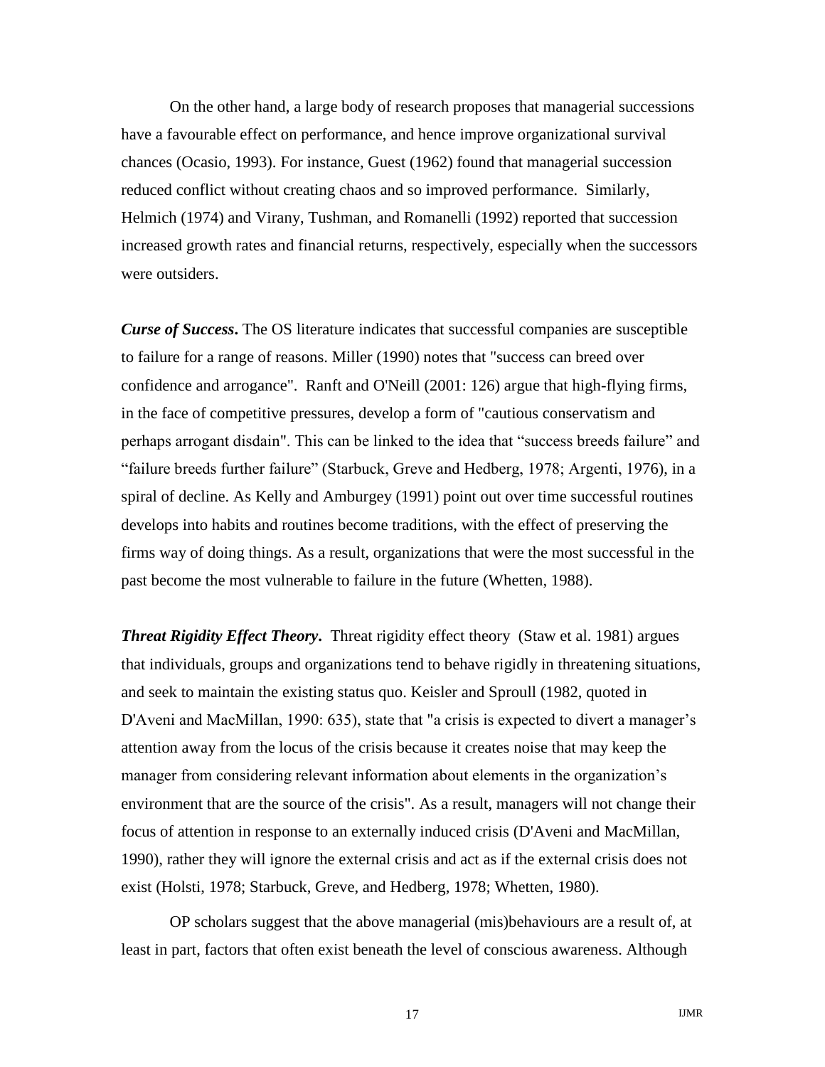On the other hand, a large body of research proposes that managerial successions have a favourable effect on performance, and hence improve organizational survival chances (Ocasio, 1993). For instance, Guest (1962) found that managerial succession reduced conflict without creating chaos and so improved performance. Similarly, Helmich (1974) and Virany, Tushman, and Romanelli (1992) reported that succession increased growth rates and financial returns, respectively, especially when the successors were outsiders.

***Curse of Success*.** The OS literature indicates that successful companies are susceptible to failure for a range of reasons. Miller (1990) notes that "success can breed over confidence and arrogance". Ranft and O'Neill (2001: 126) argue that high-flying firms, in the face of competitive pressures, develop a form of "cautious conservatism and perhaps arrogant disdain". This can be linked to the idea that "success breeds failure" and "failure breeds further failure" (Starbuck, Greve and Hedberg, 1978; Argenti, 1976), in a spiral of decline. As Kelly and Amburgey (1991) point out over time successful routines develops into habits and routines become traditions, with the effect of preserving the firms way of doing things. As a result, organizations that were the most successful in the past become the most vulnerable to failure in the future (Whetten, 1988).

***Threat Rigidity Effect Theory*.** Threat rigidity effect theory (Staw et al. 1981) argues that individuals, groups and organizations tend to behave rigidly in threatening situations, and seek to maintain the existing status quo. Keisler and Sproull (1982, quoted in D'Aveni and MacMillan, 1990: 635), state that "a crisis is expected to divert a manager's attention away from the locus of the crisis because it creates noise that may keep the manager from considering relevant information about elements in the organization's environment that are the source of the crisis". As a result, managers will not change their focus of attention in response to an externally induced crisis (D'Aveni and MacMillan, 1990), rather they will ignore the external crisis and act as if the external crisis does not exist (Holsti, 1978; Starbuck, Greve, and Hedberg, 1978; Whetten, 1980).

OP scholars suggest that the above managerial (mis)behaviours are a result of, at least in part, factors that often exist beneath the level of conscious awareness. Although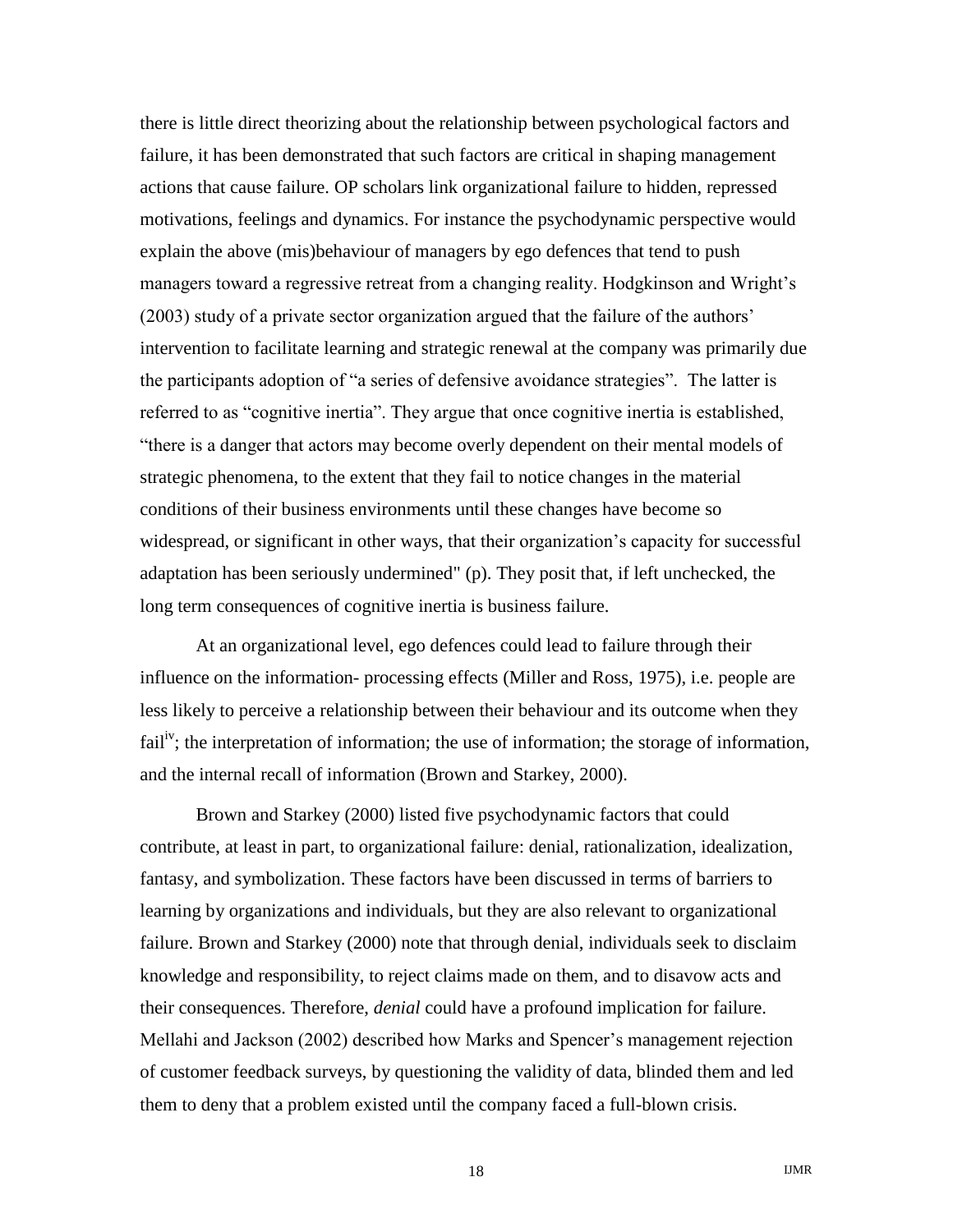there is little direct theorizing about the relationship between psychological factors and failure, it has been demonstrated that such factors are critical in shaping management actions that cause failure. OP scholars link organizational failure to hidden, repressed motivations, feelings and dynamics. For instance the psychodynamic perspective would explain the above (mis)behaviour of managers by ego defences that tend to push managers toward a regressive retreat from a changing reality. Hodgkinson and Wright's (2003) study of a private sector organization argued that the failure of the authors' intervention to facilitate learning and strategic renewal at the company was primarily due the participants adoption of "a series of defensive avoidance strategies". The latter is referred to as "cognitive inertia". They argue that once cognitive inertia is established, "there is a danger that actors may become overly dependent on their mental models of strategic phenomena, to the extent that they fail to notice changes in the material conditions of their business environments until these changes have become so widespread, or significant in other ways, that their organization's capacity for successful adaptation has been seriously undermined" (p). They posit that, if left unchecked, the long term consequences of cognitive inertia is business failure.

At an organizational level, ego defences could lead to failure through their influence on the information- processing effects (Miller and Ross, 1975), i.e. people are less likely to perceive a relationship between their behaviour and its outcome when they fail[iv]; the interpretation of information; the use of information; the storage of information, and the internal recall of information (Brown and Starkey, 2000).

Brown and Starkey (2000) listed five psychodynamic factors that could contribute, at least in part, to organizational failure: denial, rationalization, idealization, fantasy, and symbolization. These factors have been discussed in terms of barriers to learning by organizations and individuals, but they are also relevant to organizational failure. Brown and Starkey (2000) note that through denial, individuals seek to disclaim knowledge and responsibility, to reject claims made on them, and to disavow acts and their consequences. Therefore, *denial* could have a profound implication for failure. Mellahi and Jackson (2002) described how Marks and Spencer's management rejection of customer feedback surveys, by questioning the validity of data, blinded them and led them to deny that a problem existed until the company faced a full-blown crisis.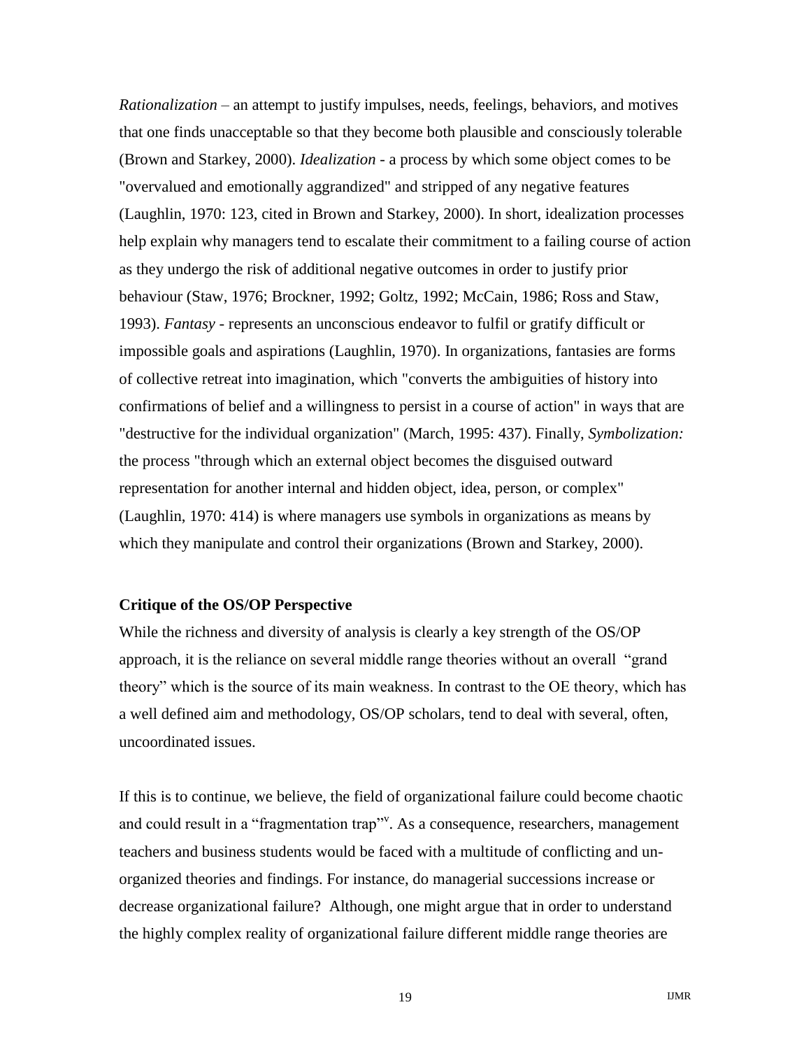*Rationalization* – an attempt to justify impulses, needs, feelings, behaviors, and motives that one finds unacceptable so that they become both plausible and consciously tolerable (Brown and Starkey, 2000). *Idealization* - a process by which some object comes to be "overvalued and emotionally aggrandized" and stripped of any negative features (Laughlin, 1970: 123, cited in Brown and Starkey, 2000). In short, idealization processes help explain why managers tend to escalate their commitment to a failing course of action as they undergo the risk of additional negative outcomes in order to justify prior behaviour (Staw, 1976; Brockner, 1992; Goltz, 1992; McCain, 1986; Ross and Staw, 1993). *Fantasy* - represents an unconscious endeavor to fulfil or gratify difficult or impossible goals and aspirations (Laughlin, 1970). In organizations, fantasies are forms of collective retreat into imagination, which "converts the ambiguities of history into confirmations of belief and a willingness to persist in a course of action" in ways that are "destructive for the individual organization" (March, 1995: 437). Finally, *Symbolization:* the process "through which an external object becomes the disguised outward representation for another internal and hidden object, idea, person, or complex" (Laughlin, 1970: 414) is where managers use symbols in organizations as means by which they manipulate and control their organizations (Brown and Starkey, 2000).

**Critique of the OS/OP Perspective**

While the richness and diversity of analysis is clearly a key strength of the OS/OP approach, it is the reliance on several middle range theories without an overall "grand theory" which is the source of its main weakness. In contrast to the OE theory, which has a well defined aim and methodology, OS/OP scholars, tend to deal with several, often, uncoordinated issues.

If this is to continue, we believe, the field of organizational failure could become chaotic and could result in a "fragmentation trap"[v]. As a consequence, researchers, management teachers and business students would be faced with a multitude of conflicting and un-organized theories and findings. For instance, do managerial successions increase or decrease organizational failure? Although, one might argue that in order to understand the highly complex reality of organizational failure different middle range theories are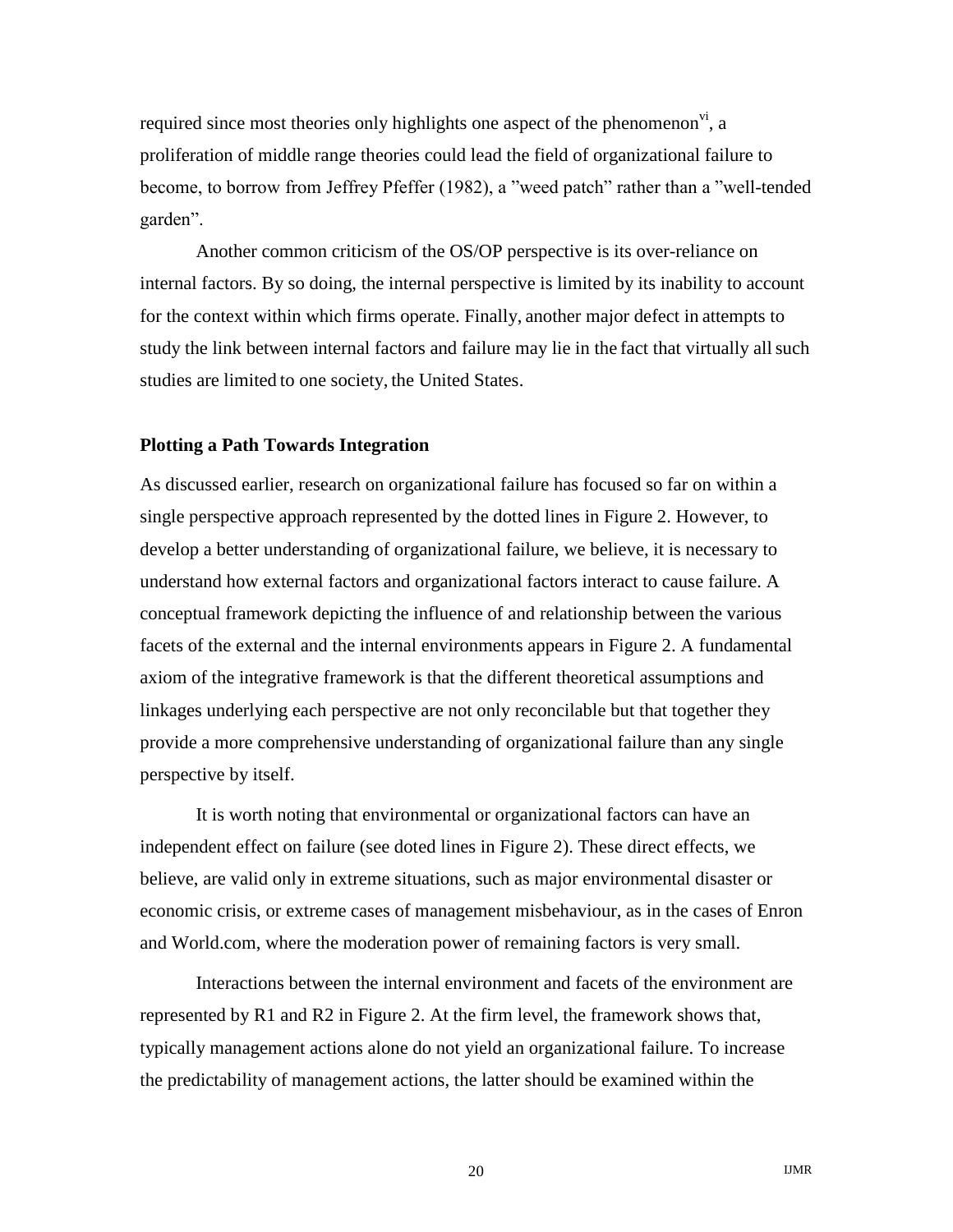required since most theories only highlights one aspect of the phenomenon[vi], a proliferation of middle range theories could lead the field of organizational failure to become, to borrow from Jeffrey Pfeffer (1982), a ”weed patch” rather than a ”well-tended garden”.

Another common criticism of the OS/OP perspective is its over-reliance on internal factors. By so doing, the internal perspective is limited by its inability to account for the context within which firms operate. Finally, another major defect in attempts to study the link between internal factors and failure may lie in the fact that virtually all such studies are limited to one society, the United States.

### Plotting a Path Towards Integration

As discussed earlier, research on organizational failure has focused so far on within a single perspective approach represented by the dotted lines in Figure 2. However, to develop a better understanding of organizational failure, we believe, it is necessary to understand how external factors and organizational factors interact to cause failure. A conceptual framework depicting the influence of and relationship between the various facets of the external and the internal environments appears in Figure 2. A fundamental axiom of the integrative framework is that the different theoretical assumptions and linkages underlying each perspective are not only reconcilable but that together they provide a more comprehensive understanding of organizational failure than any single perspective by itself.

It is worth noting that environmental or organizational factors can have an independent effect on failure (see doted lines in Figure 2). These direct effects, we believe, are valid only in extreme situations, such as major environmental disaster or economic crisis, or extreme cases of management misbehaviour, as in the cases of Enron and World.com, where the moderation power of remaining factors is very small.

Interactions between the internal environment and facets of the environment are represented by R1 and R2 in Figure 2. At the firm level, the framework shows that, typically management actions alone do not yield an organizational failure. To increase the predictability of management actions, the latter should be examined within the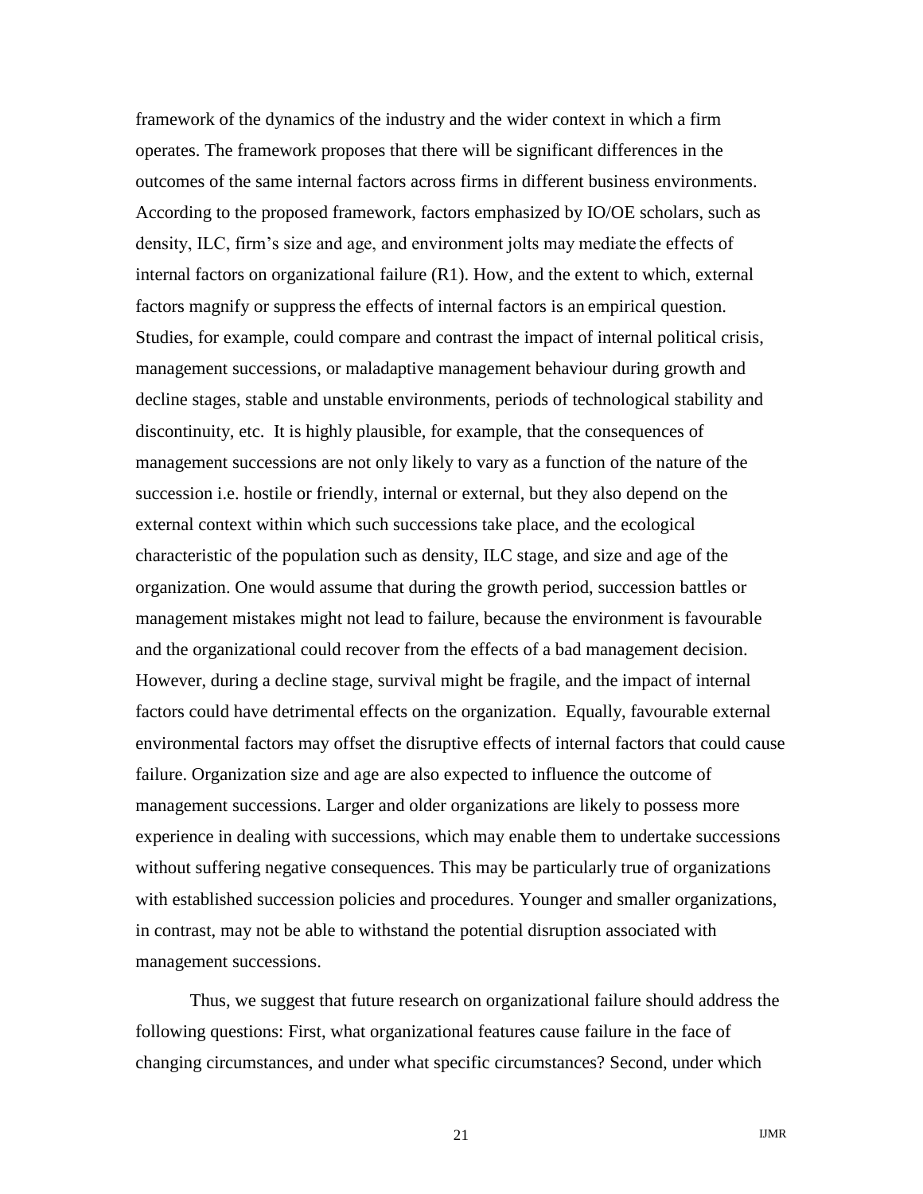framework of the dynamics of the industry and the wider context in which a firm operates. The framework proposes that there will be significant differences in the outcomes of the same internal factors across firms in different business environments. According to the proposed framework, factors emphasized by IO/OE scholars, such as density, ILC, firm's size and age, and environment jolts may mediate the effects of internal factors on organizational failure (R1). How, and the extent to which, external factors magnify or suppress the effects of internal factors is an empirical question. Studies, for example, could compare and contrast the impact of internal political crisis, management successions, or maladaptive management behaviour during growth and decline stages, stable and unstable environments, periods of technological stability and discontinuity, etc. It is highly plausible, for example, that the consequences of management successions are not only likely to vary as a function of the nature of the succession i.e. hostile or friendly, internal or external, but they also depend on the external context within which such successions take place, and the ecological characteristic of the population such as density, ILC stage, and size and age of the organization. One would assume that during the growth period, succession battles or management mistakes might not lead to failure, because the environment is favourable and the organizational could recover from the effects of a bad management decision. However, during a decline stage, survival might be fragile, and the impact of internal factors could have detrimental effects on the organization. Equally, favourable external environmental factors may offset the disruptive effects of internal factors that could cause failure. Organization size and age are also expected to influence the outcome of management successions. Larger and older organizations are likely to possess more experience in dealing with successions, which may enable them to undertake successions without suffering negative consequences. This may be particularly true of organizations with established succession policies and procedures. Younger and smaller organizations, in contrast, may not be able to withstand the potential disruption associated with management successions.

Thus, we suggest that future research on organizational failure should address the following questions: First, what organizational features cause failure in the face of changing circumstances, and under what specific circumstances? Second, under which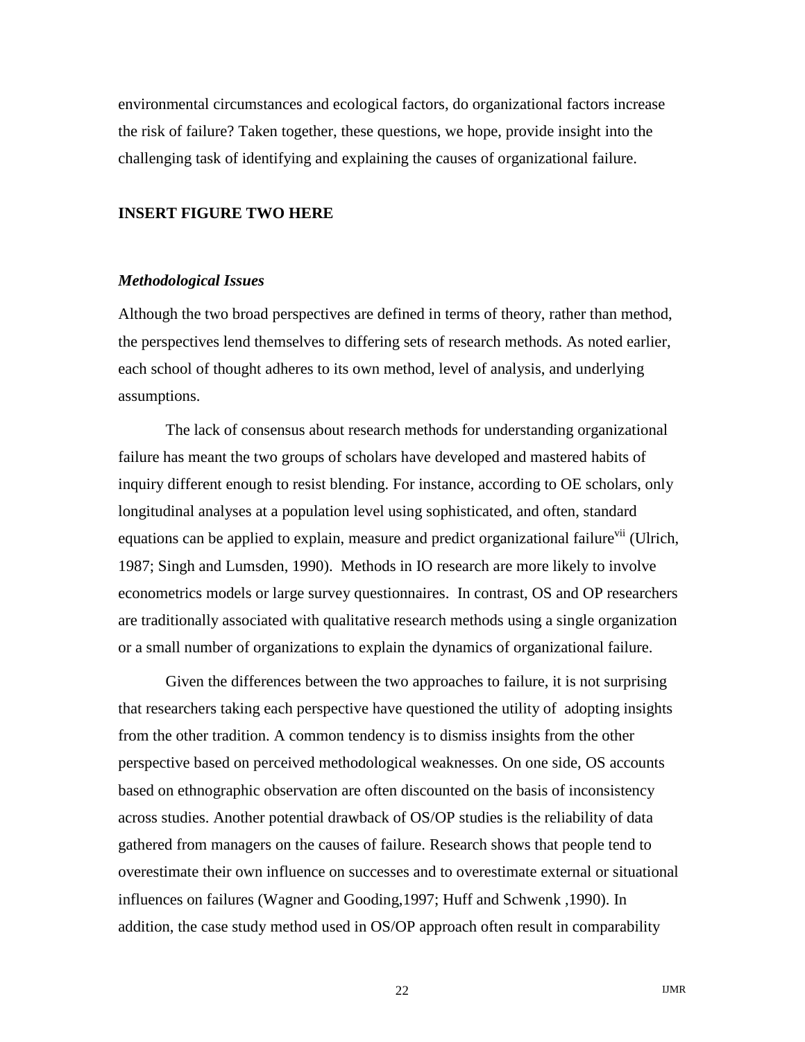environmental circumstances and ecological factors, do organizational factors increase the risk of failure? Taken together, these questions, we hope, provide insight into the challenging task of identifying and explaining the causes of organizational failure.

**INSERT FIGURE TWO HERE**

### *Methodological Issues*

Although the two broad perspectives are defined in terms of theory, rather than method, the perspectives lend themselves to differing sets of research methods. As noted earlier, each school of thought adheres to its own method, level of analysis, and underlying assumptions.

The lack of consensus about research methods for understanding organizational failure has meant the two groups of scholars have developed and mastered habits of inquiry different enough to resist blending. For instance, according to OE scholars, only longitudinal analyses at a population level using sophisticated, and often, standard equations can be applied to explain, measure and predict organizational failure[vii] (Ulrich, 1987; Singh and Lumsden, 1990). Methods in IO research are more likely to involve econometrics models or large survey questionnaires. In contrast, OS and OP researchers are traditionally associated with qualitative research methods using a single organization or a small number of organizations to explain the dynamics of organizational failure.

Given the differences between the two approaches to failure, it is not surprising that researchers taking each perspective have questioned the utility of adopting insights from the other tradition. A common tendency is to dismiss insights from the other perspective based on perceived methodological weaknesses. On one side, OS accounts based on ethnographic observation are often discounted on the basis of inconsistency across studies. Another potential drawback of OS/OP studies is the reliability of data gathered from managers on the causes of failure. Research shows that people tend to overestimate their own influence on successes and to overestimate external or situational influences on failures (Wagner and Gooding,1997; Huff and Schwenk ,1990). In addition, the case study method used in OS/OP approach often result in comparability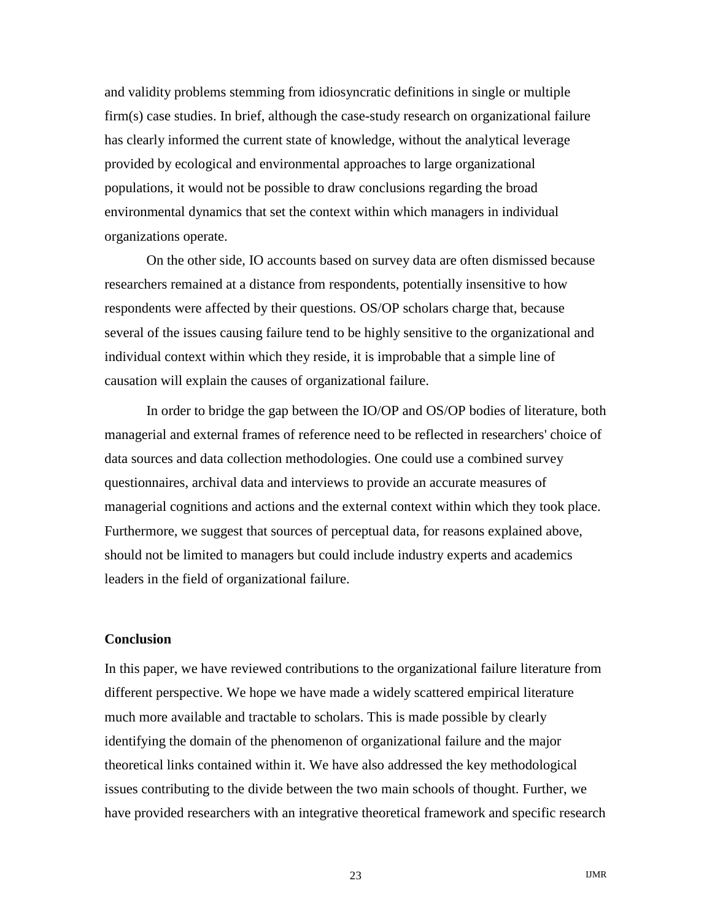and validity problems stemming from idiosyncratic definitions in single or multiple firm(s) case studies. In brief, although the case-study research on organizational failure has clearly informed the current state of knowledge, without the analytical leverage provided by ecological and environmental approaches to large organizational populations, it would not be possible to draw conclusions regarding the broad environmental dynamics that set the context within which managers in individual organizations operate.

On the other side, IO accounts based on survey data are often dismissed because researchers remained at a distance from respondents, potentially insensitive to how respondents were affected by their questions. OS/OP scholars charge that, because several of the issues causing failure tend to be highly sensitive to the organizational and individual context within which they reside, it is improbable that a simple line of causation will explain the causes of organizational failure.

In order to bridge the gap between the IO/OP and OS/OP bodies of literature, both managerial and external frames of reference need to be reflected in researchers' choice of data sources and data collection methodologies. One could use a combined survey questionnaires, archival data and interviews to provide an accurate measures of managerial cognitions and actions and the external context within which they took place. Furthermore, we suggest that sources of perceptual data, for reasons explained above, should not be limited to managers but could include industry experts and academics leaders in the field of organizational failure.

## Conclusion

In this paper, we have reviewed contributions to the organizational failure literature from different perspective. We hope we have made a widely scattered empirical literature much more available and tractable to scholars. This is made possible by clearly identifying the domain of the phenomenon of organizational failure and the major theoretical links contained within it. We have also addressed the key methodological issues contributing to the divide between the two main schools of thought. Further, we have provided researchers with an integrative theoretical framework and specific research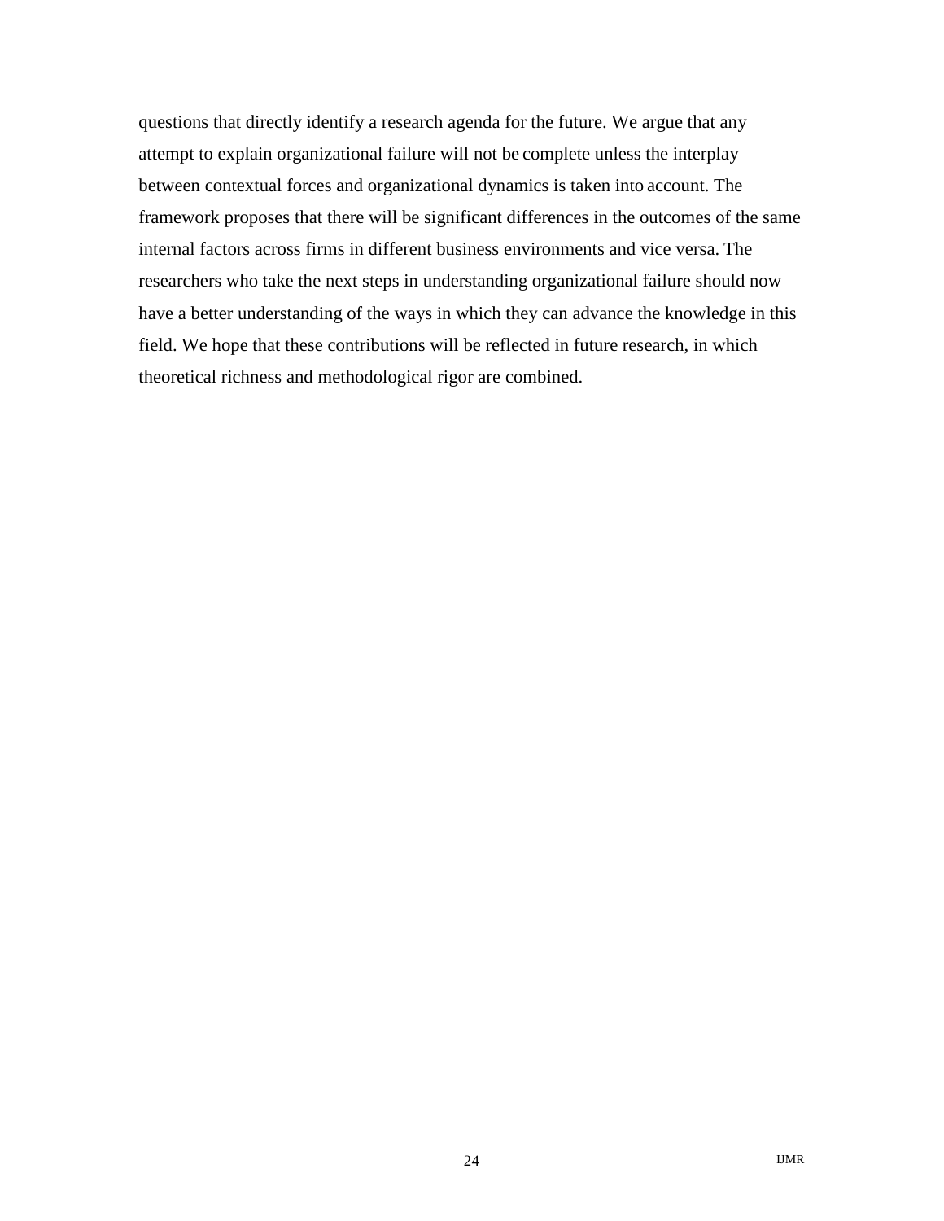questions that directly identify a research agenda for the future. We argue that any attempt to explain organizational failure will not be complete unless the interplay between contextual forces and organizational dynamics is taken into account. The framework proposes that there will be significant differences in the outcomes of the same internal factors across firms in different business environments and vice versa. The researchers who take the next steps in understanding organizational failure should now have a better understanding of the ways in which they can advance the knowledge in this field. We hope that these contributions will be reflected in future research, in which theoretical richness and methodological rigor are combined.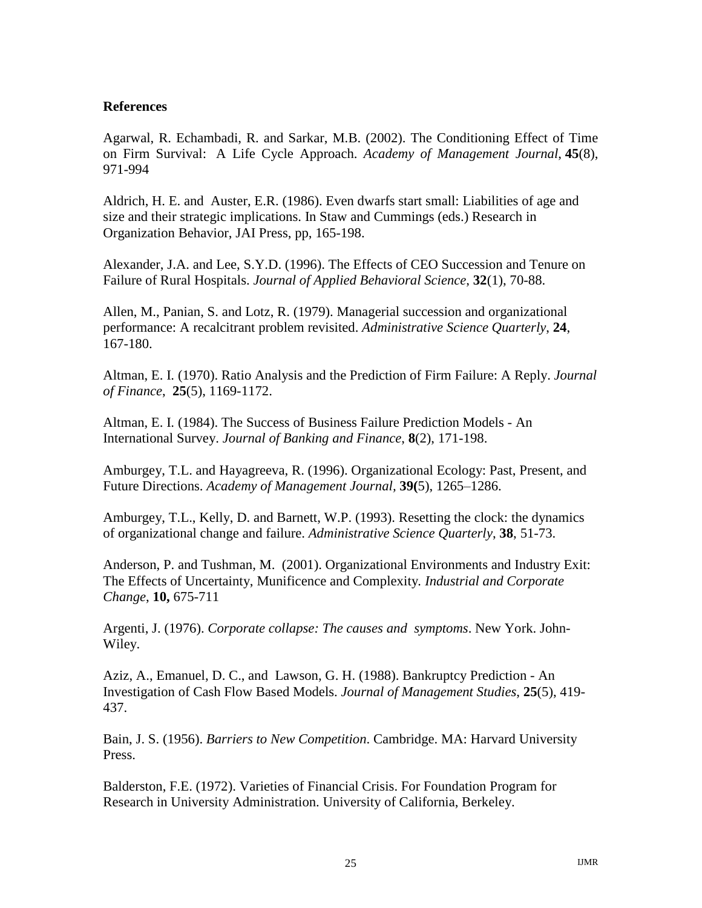**References**

Agarwal, R. Echambadi, R. and Sarkar, M.B. (2002). The Conditioning Effect of Time on Firm Survival: A Life Cycle Approach. *Academy of Management Journal*, **45**(8), 971-994

Aldrich, H. E. and Auster, E.R. (1986). Even dwarfs start small: Liabilities of age and size and their strategic implications. In Staw and Cummings (eds.) Research in Organization Behavior, JAI Press, pp, 165-198.

Alexander, J.A. and Lee, S.Y.D. (1996). The Effects of CEO Succession and Tenure on Failure of Rural Hospitals. *Journal of Applied Behavioral Science*, **32**(1), 70-88.

Allen, M., Panian, S. and Lotz, R. (1979). Managerial succession and organizational performance: A recalcitrant problem revisited. *Administrative Science Quarterly*, **24**, 167-180.

Altman, E. I. (1970). Ratio Analysis and the Prediction of Firm Failure: A Reply. *Journal of Finance*, **25**(5), 1169-1172.

Altman, E. I. (1984). The Success of Business Failure Prediction Models - An International Survey. *Journal of Banking and Finance*, **8**(2), 171-198.

Amburgey, T.L. and Hayagreeva, R. (1996). Organizational Ecology: Past, Present, and Future Directions. *Academy of Management Journal*, **39(**5), 1265–1286.

Amburgey, T.L., Kelly, D. and Barnett, W.P. (1993). Resetting the clock: the dynamics of organizational change and failure. *Administrative Science Quarterly*, **38**, 51-73.

Anderson, P. and Tushman, M. (2001). Organizational Environments and Industry Exit: The Effects of Uncertainty, Munificence and Complexity. *Industrial and Corporate Change*, **10,** 675-711

Argenti, J. (1976). *Corporate collapse: The causes and symptoms*. New York. John-Wiley.

Aziz, A., Emanuel, D. C., and Lawson, G. H. (1988). Bankruptcy Prediction - An Investigation of Cash Flow Based Models. *Journal of Management Studies*, **25**(5), 419-437.

Bain, J. S. (1956). *Barriers to New Competition*. Cambridge. MA: Harvard University Press.

Balderston, F.E. (1972). Varieties of Financial Crisis. For Foundation Program for Research in University Administration. University of California, Berkeley.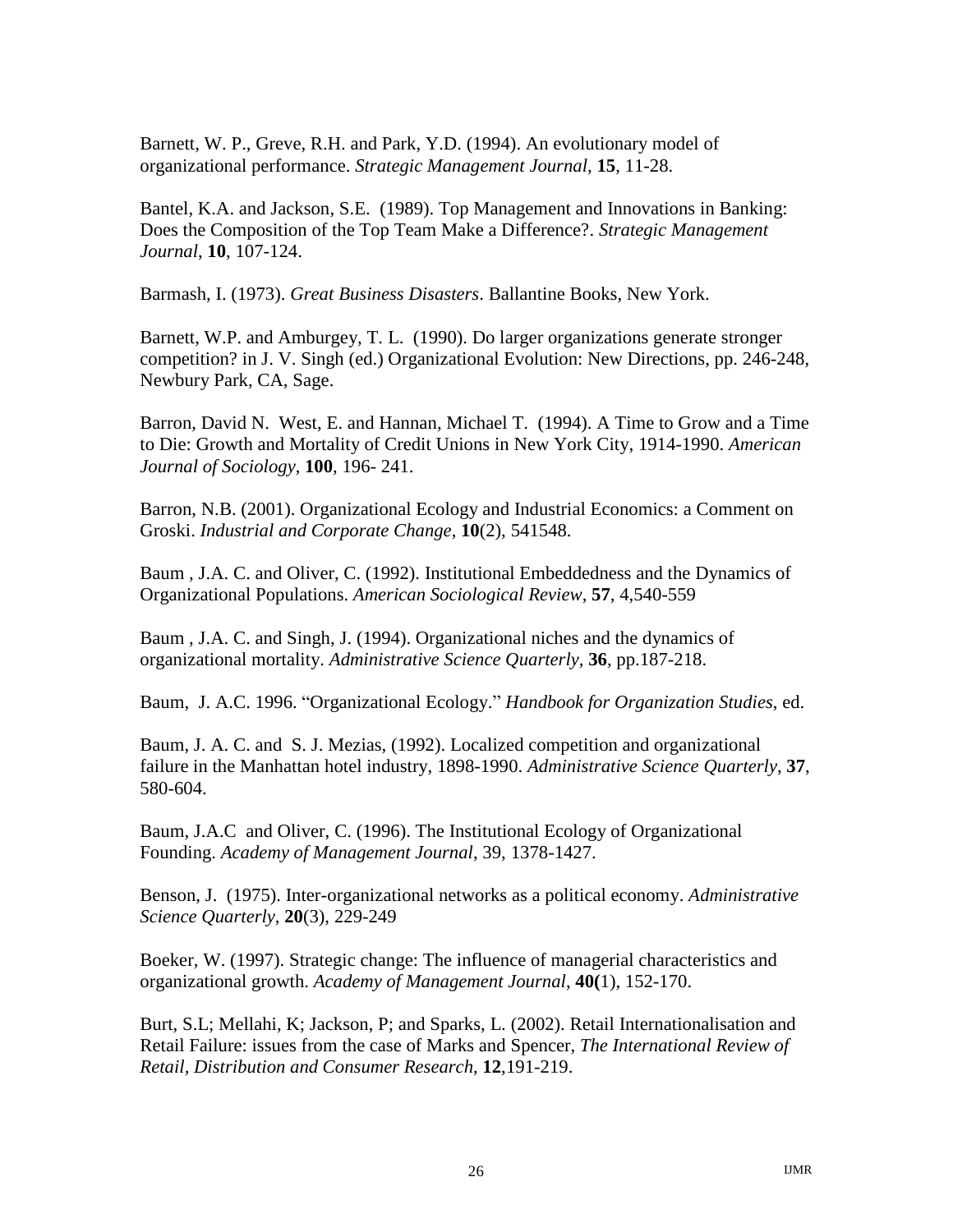Barnett, W. P., Greve, R.H. and Park, Y.D. (1994). An evolutionary model of organizational performance. *Strategic Management Journal*, **15**, 11-28.

Bantel, K.A. and Jackson, S.E. (1989). Top Management and Innovations in Banking: Does the Composition of the Top Team Make a Difference?. *Strategic Management Journal*, **10**, 107-124.

Barmash, I. (1973). *Great Business Disasters*. Ballantine Books, New York.

Barnett, W.P. and Amburgey, T. L. (1990). Do larger organizations generate stronger competition? in J. V. Singh (ed.) Organizational Evolution: New Directions, pp. 246-248, Newbury Park, CA, Sage.

Barron, David N. West, E. and Hannan, Michael T. (1994). A Time to Grow and a Time to Die: Growth and Mortality of Credit Unions in New York City, 1914-1990. *American Journal of Sociology*, **100**, 196- 241.

Barron, N.B. (2001). Organizational Ecology and Industrial Economics: a Comment on Groski. *Industrial and Corporate Change*, **10**(2), 541548.

Baum , J.A. C. and Oliver, C. (1992). Institutional Embeddedness and the Dynamics of Organizational Populations. *American Sociological Review*, **57**, 4,540-559

Baum , J.A. C. and Singh, J. (1994). Organizational niches and the dynamics of organizational mortality. *Administrative Science Quarterly*, **36**, pp.187-218.

Baum, J. A.C. 1996. "Organizational Ecology." *Handbook for Organization Studies*, ed.

Baum, J. A. C. and S. J. Mezias, (1992). Localized competition and organizational failure in the Manhattan hotel industry, 1898-1990. *Administrative Science Quarterly*, **37**, 580-604.

Baum, J.A.C and Oliver, C. (1996). The Institutional Ecology of Organizational Founding. *Academy of Management Journal*, 39, 1378-1427.

Benson, J. (1975). Inter-organizational networks as a political economy. *Administrative Science Quarterly*, **20**(3), 229-249

Boeker, W. (1997). Strategic change: The influence of managerial characteristics and organizational growth. *Academy of Management Journal*, **40(**1), 152-170.

Burt, S.L; Mellahi, K; Jackson, P; and Sparks, L. (2002). Retail Internationalisation and Retail Failure: issues from the case of Marks and Spencer, *The International Review of Retail, Distribution and Consumer Research*, **12**,191-219.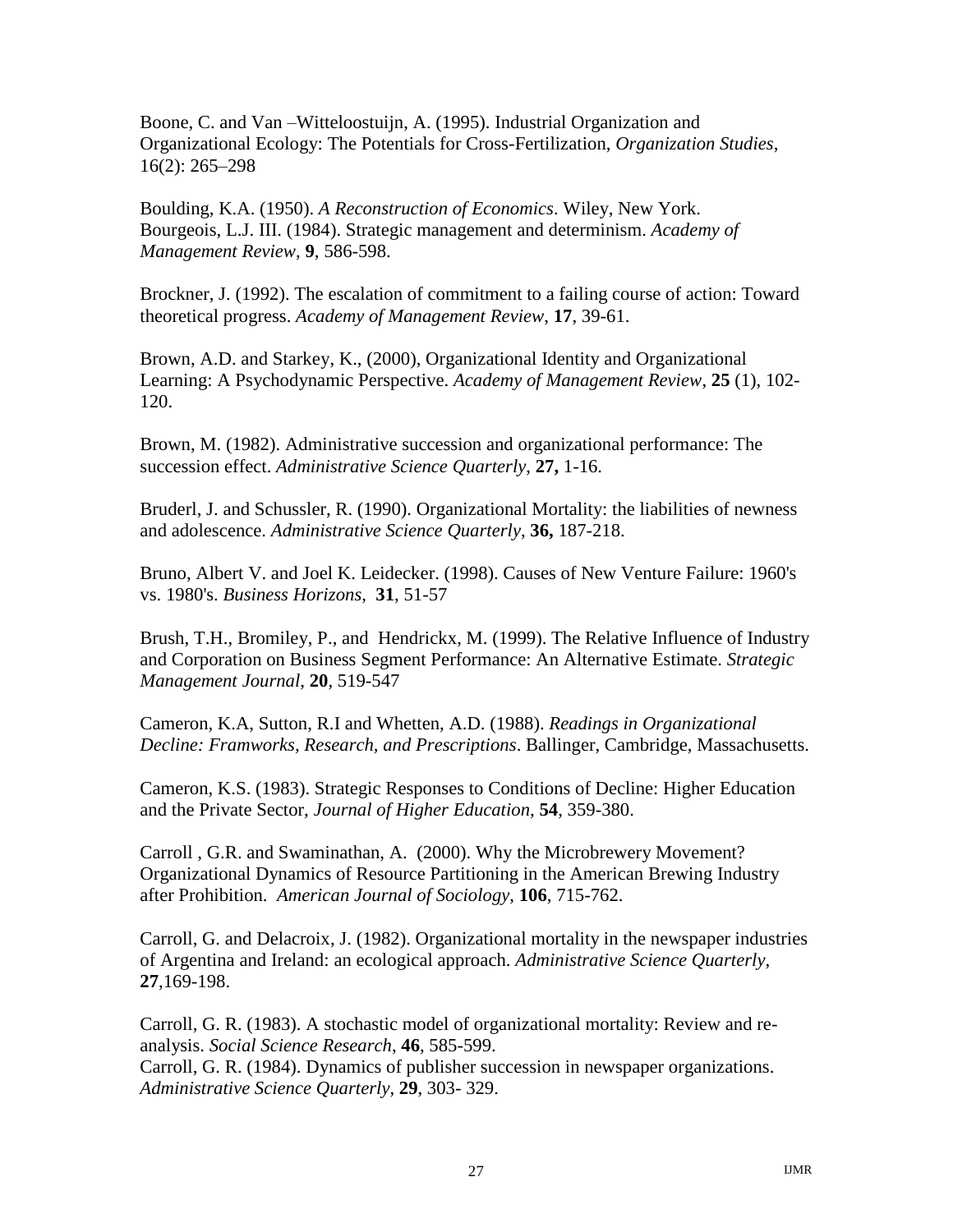Boone, C. and Van –Witteloostuijn, A. (1995). Industrial Organization and Organizational Ecology: The Potentials for Cross-Fertilization, *Organization Studies*, 16(2): 265–298

Boulding, K.A. (1950). *A Reconstruction of Economics*. Wiley, New York.
Bourgeois, L.J. III. (1984). Strategic management and determinism. *Academy of Management Review*, **9**, 586-598.

Brockner, J. (1992). The escalation of commitment to a failing course of action: Toward theoretical progress. *Academy of Management Review*, **17**, 39-61.

Brown, A.D. and Starkey, K., (2000), Organizational Identity and Organizational Learning: A Psychodynamic Perspective. *Academy of Management Review*, **25** (1), 102-120.

Brown, M. (1982). Administrative succession and organizational performance: The succession effect. *Administrative Science Quarterly*, **27,** 1-16.

Bruderl, J. and Schussler, R. (1990). Organizational Mortality: the liabilities of newness and adolescence. *Administrative Science Quarterly*, **36,** 187-218.

Bruno, Albert V. and Joel K. Leidecker. (1998). Causes of New Venture Failure: 1960's vs. 1980's. *Business Horizons*, **31**, 51-57

Brush, T.H., Bromiley, P., and Hendrickx, M. (1999). The Relative Influence of Industry and Corporation on Business Segment Performance: An Alternative Estimate. *Strategic Management Journal*, **20**, 519-547

Cameron, K.A, Sutton, R.I and Whetten, A.D. (1988). *Readings in Organizational Decline: Framworks, Research, and Prescriptions*. Ballinger, Cambridge, Massachusetts.

Cameron, K.S. (1983). Strategic Responses to Conditions of Decline: Higher Education and the Private Sector, *Journal of Higher Education*, **54**, 359-380.

Carroll , G.R. and Swaminathan, A. (2000). Why the Microbrewery Movement? Organizational Dynamics of Resource Partitioning in the American Brewing Industry after Prohibition. *American Journal of Sociology*, **106**, 715-762.

Carroll, G. and Delacroix, J. (1982). Organizational mortality in the newspaper industries of Argentina and Ireland: an ecological approach. *Administrative Science Quarterly*, **27**,169-198.

Carroll, G. R. (1983). A stochastic model of organizational mortality: Review and re-analysis. *Social Science Research*, **46**, 585-599.
Carroll, G. R. (1984). Dynamics of publisher succession in newspaper organizations. *Administrative Science Quarterly*, **29**, 303- 329.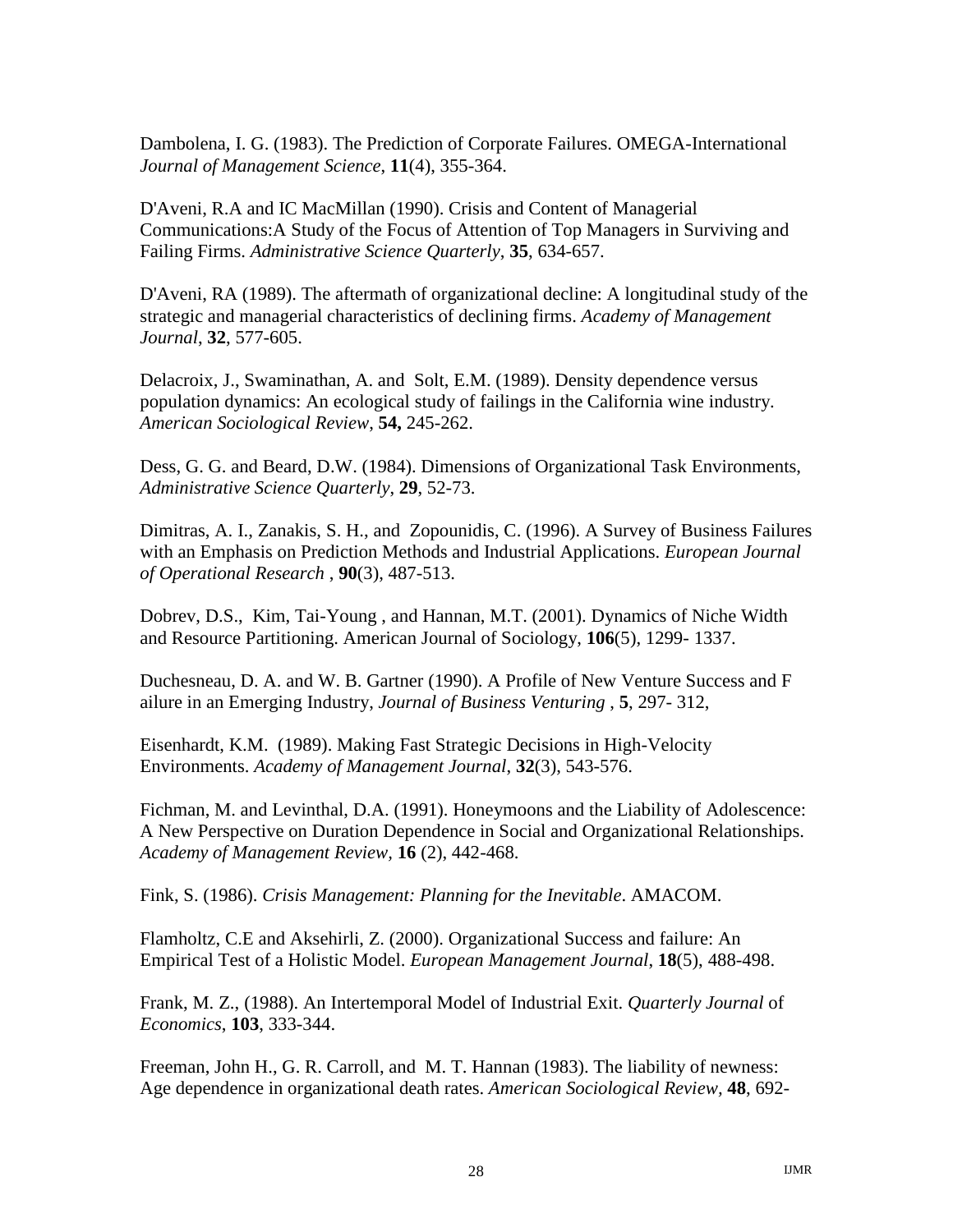Dambolena, I. G. (1983). The Prediction of Corporate Failures. OMEGA-International *Journal of Management Science*, **11**(4), 355-364.

D'Aveni, R.A and IC MacMillan (1990). Crisis and Content of Managerial Communications:A Study of the Focus of Attention of Top Managers in Surviving and Failing Firms. *Administrative Science Quarterly*, **35**, 634-657.

D'Aveni, RA (1989). The aftermath of organizational decline: A longitudinal study of the strategic and managerial characteristics of declining firms. *Academy of Management Journal*, **32**, 577-605.

Delacroix, J., Swaminathan, A. and Solt, E.M. (1989). Density dependence versus population dynamics: An ecological study of failings in the California wine industry. *American Sociological Review*, **54,** 245-262.

Dess, G. G. and Beard, D.W. (1984). Dimensions of Organizational Task Environments, *Administrative Science Quarterly*, **29**, 52-73.

Dimitras, A. I., Zanakis, S. H., and Zopounidis, C. (1996). A Survey of Business Failures with an Emphasis on Prediction Methods and Industrial Applications. *European Journal of Operational Research* , **90**(3), 487-513.

Dobrev, D.S., Kim, Tai-Young , and Hannan, M.T. (2001). Dynamics of Niche Width and Resource Partitioning. American Journal of Sociology, **106**(5), 1299- 1337.

Duchesneau, D. A. and W. B. Gartner (1990). A Profile of New Venture Success and F ailure in an Emerging Industry, *Journal of Business Venturing* , **5**, 297- 312,

Eisenhardt, K.M. (1989). Making Fast Strategic Decisions in High-Velocity Environments. *Academy of Management Journal*, **32**(3), 543-576.

Fichman, M. and Levinthal, D.A. (1991). Honeymoons and the Liability of Adolescence: A New Perspective on Duration Dependence in Social and Organizational Relationships. *Academy of Management Review*, **16** (2), 442-468.

Fink, S. (1986). *Crisis Management: Planning for the Inevitable*. AMACOM.

Flamholtz, C.E and Aksehirli, Z. (2000). Organizational Success and failure: An Empirical Test of a Holistic Model. *European Management Journal*, **18**(5), 488-498.

Frank, M. Z., (1988). An Intertemporal Model of Industrial Exit. *Quarterly Journal* of *Economics*, **103**, 333-344.

Freeman, John H., G. R. Carroll, and M. T. Hannan (1983). The liability of newness: Age dependence in organizational death rates. *American Sociological Review*, **48**, 692-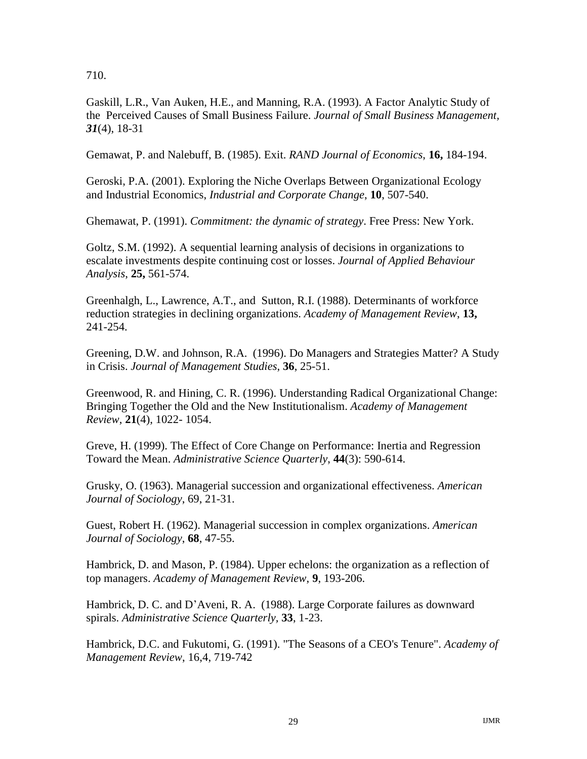710.

Gaskill, L.R., Van Auken, H.E., and Manning, R.A. (1993). A Factor Analytic Study of the Perceived Causes of Small Business Failure. *Journal of Small Business Management*, ***31***(4), 18-31

Gemawat, P. and Nalebuff, B. (1985). Exit. *RAND Journal of Economics*, **16,** 184-194.

Geroski, P.A. (2001). Exploring the Niche Overlaps Between Organizational Ecology and Industrial Economics, *Industrial and Corporate Change*, **10**, 507-540.

Ghemawat, P. (1991). *Commitment: the dynamic of strategy*. Free Press: New York.

Goltz, S.M. (1992). A sequential learning analysis of decisions in organizations to escalate investments despite continuing cost or losses. *Journal of Applied Behaviour Analysis*, **25,** 561-574.

Greenhalgh, L., Lawrence, A.T., and Sutton, R.I. (1988). Determinants of workforce reduction strategies in declining organizations. *Academy of Management Review*, **13,** 241-254.

Greening, D.W. and Johnson, R.A. (1996). Do Managers and Strategies Matter? A Study in Crisis. *Journal of Management Studies*, **36**, 25-51.

Greenwood, R. and Hining, C. R. (1996). Understanding Radical Organizational Change: Bringing Together the Old and the New Institutionalism. *Academy of Management Review*, **21**(4), 1022- 1054.

Greve, H. (1999). The Effect of Core Change on Performance: Inertia and Regression Toward the Mean. *Administrative Science Quarterly*, **44**(3): 590-614.

Grusky, O. (1963). Managerial succession and organizational effectiveness. *American Journal of Sociology*, 69, 21-31.

Guest, Robert H. (1962). Managerial succession in complex organizations. *American Journal of Sociology*, **68**, 47-55.

Hambrick, D. and Mason, P. (1984). Upper echelons: the organization as a reflection of top managers. *Academy of Management Review*, **9**, 193-206.

Hambrick, D. C. and D'Aveni, R. A. (1988). Large Corporate failures as downward spirals. *Administrative Science Quarterly*, **33**, 1-23.

Hambrick, D.C. and Fukutomi, G. (1991). "The Seasons of a CEO's Tenure". *Academy of Management Review*, 16,4, 719-742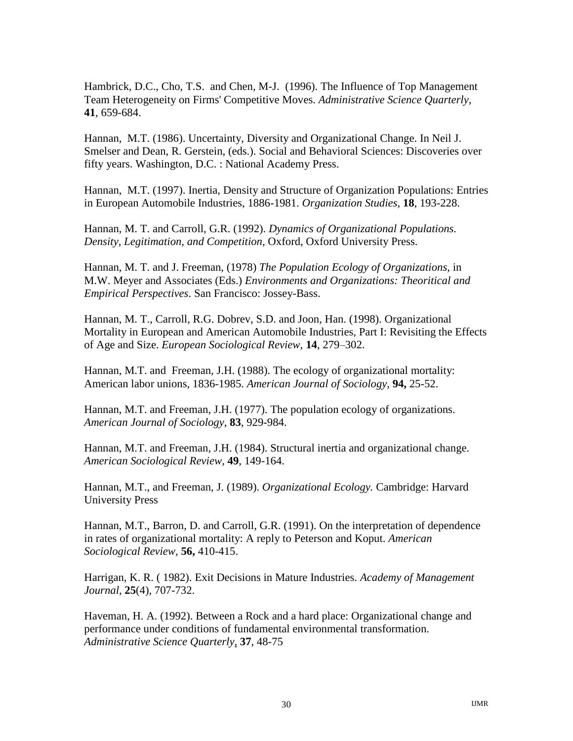Hambrick, D.C., Cho, T.S. and Chen, M-J. (1996). The Influence of Top Management Team Heterogeneity on Firms' Competitive Moves. *Administrative Science Quarterly*, **41**, 659-684.

Hannan, M.T. (1986). Uncertainty, Diversity and Organizational Change. In Neil J. Smelser and Dean, R. Gerstein, (eds.). Social and Behavioral Sciences: Discoveries over fifty years. Washington, D.C. : National Academy Press.

Hannan, M.T. (1997). Inertia, Density and Structure of Organization Populations: Entries in European Automobile Industries, 1886-1981. *Organization Studies*, **18**, 193-228.

Hannan, M. T. and Carroll, G.R. (1992). *Dynamics of Organizational Populations. Density, Legitimation, and Competition*, Oxford, Oxford University Press.

Hannan, M. T. and J. Freeman, (1978) *The Population Ecology of Organizations*, in M.W. Meyer and Associates (Eds.) *Environments and Organizations: Theoritical and Empirical Perspectives*. San Francisco: Jossey-Bass.

Hannan, M. T., Carroll, R.G. Dobrev, S.D. and Joon, Han. (1998). Organizational Mortality in European and American Automobile Industries, Part I: Revisiting the Effects of Age and Size. *European Sociological Review*, **14**, 279–302.

Hannan, M.T. and Freeman, J.H. (1988). The ecology of organizational mortality: American labor unions, 1836-1985. *American Journal of Sociology*, **94,** 25-52.

Hannan, M.T. and Freeman, J.H. (1977). The population ecology of organizations. *American Journal of Sociology*, **83**, 929-984.

Hannan, M.T. and Freeman, J.H. (1984). Structural inertia and organizational change. *American Sociological Review*, **49**, 149-164.

Hannan, M.T., and Freeman, J. (1989). *Organizational Ecology.* Cambridge: Harvard University Press

Hannan, M.T., Barron, D. and Carroll, G.R. (1991). On the interpretation of dependence in rates of organizational mortality: A reply to Peterson and Koput. *American Sociological Review*, **56,** 410-415.

Harrigan, K. R. ( 1982). Exit Decisions in Mature Industries. *Academy of Management Journal*, **25**(4), 707-732.

Haveman, H. A. (1992). Between a Rock and a hard place: Organizational change and performance under conditions of fundamental environmental transformation. *Administrative Science Quarterly*, **37**, 48-75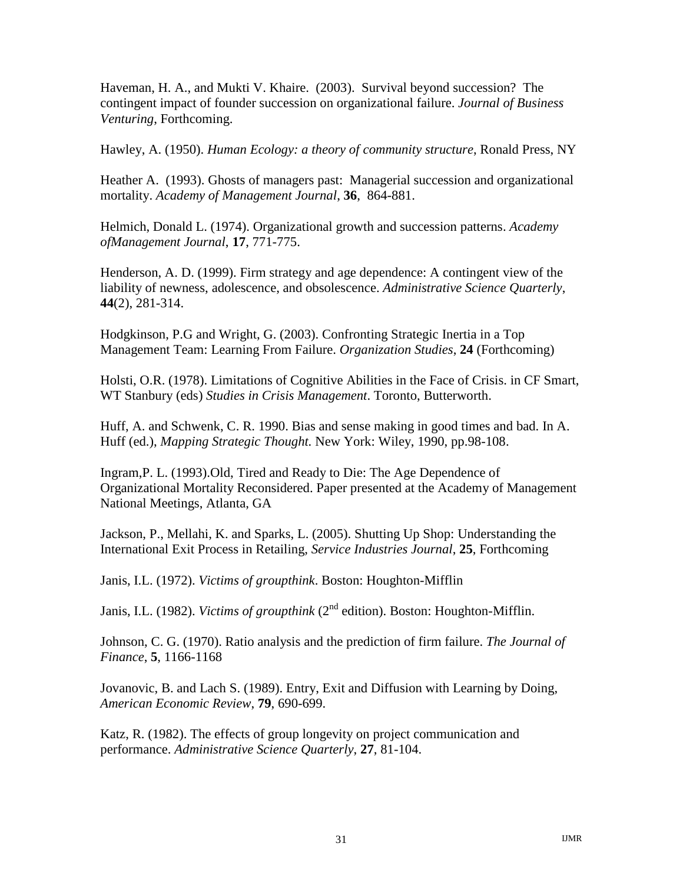Haveman, H. A., and Mukti V. Khaire. (2003). Survival beyond succession? The contingent impact of founder succession on organizational failure. *Journal of Business Venturing*, Forthcoming.

Hawley, A. (1950). *Human Ecology: a theory of community structure*, Ronald Press, NY

Heather A. (1993). Ghosts of managers past: Managerial succession and organizational mortality. *Academy of Management Journal*, **36**, 864-881.

Helmich, Donald L. (1974). Organizational growth and succession patterns. *Academy ofManagement Journal*, **17**, 771-775.

Henderson, A. D. (1999). Firm strategy and age dependence: A contingent view of the liability of newness, adolescence, and obsolescence. *Administrative Science Quarterly*, **44**(2), 281-314.

Hodgkinson, P.G and Wright, G. (2003). Confronting Strategic Inertia in a Top Management Team: Learning From Failure. *Organization Studies*, **24** (Forthcoming)

Holsti, O.R. (1978). Limitations of Cognitive Abilities in the Face of Crisis. in CF Smart, WT Stanbury (eds) *Studies in Crisis Management*. Toronto, Butterworth.

Huff, A. and Schwenk, C. R. 1990. Bias and sense making in good times and bad. In A. Huff (ed.), *Mapping Strategic Thought.* New York: Wiley, 1990, pp.98-108.

Ingram,P. L. (1993).Old, Tired and Ready to Die: The Age Dependence of Organizational Mortality Reconsidered. Paper presented at the Academy of Management National Meetings, Atlanta, GA

Jackson, P., Mellahi, K. and Sparks, L. (2005). Shutting Up Shop: Understanding the International Exit Process in Retailing, *Service Industries Journal*, **25**, Forthcoming

Janis, I.L. (1972). *Victims of groupthink*. Boston: Houghton-Mifflin

Janis, I.L. (1982). *Victims of groupthink* (2nd edition). Boston: Houghton-Mifflin.

Johnson, C. G. (1970). Ratio analysis and the prediction of firm failure. *The Journal of Finance*, **5**, 1166-1168

Jovanovic, B. and Lach S. (1989). Entry, Exit and Diffusion with Learning by Doing, *American Economic Review*, **79**, 690-699.

Katz, R. (1982). The effects of group longevity on project communication and performance. *Administrative Science Quarterly*, **27**, 81-104.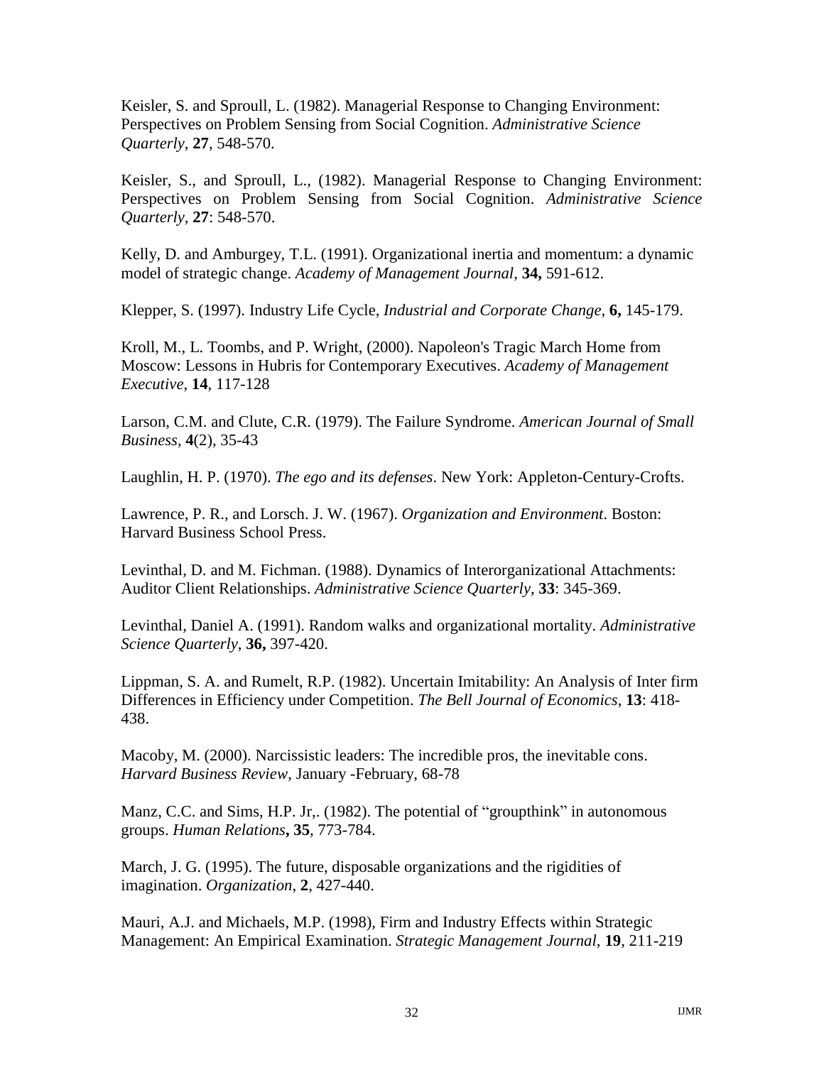Keisler, S. and Sproull, L. (1982). Managerial Response to Changing Environment: Perspectives on Problem Sensing from Social Cognition. *Administrative Science Quarterly*, **27**, 548-570.

Keisler, S., and Sproull, L., (1982). Managerial Response to Changing Environment: Perspectives on Problem Sensing from Social Cognition. *Administrative Science Quarterly*, **27**: 548-570.

Kelly, D. and Amburgey, T.L. (1991). Organizational inertia and momentum: a dynamic model of strategic change. *Academy of Management Journal*, **34,** 591-612.

Klepper, S. (1997). Industry Life Cycle, *Industrial and Corporate Change*, **6,** 145-179.

Kroll, M., L. Toombs, and P. Wright, (2000). Napoleon's Tragic March Home from Moscow: Lessons in Hubris for Contemporary Executives. *Academy of Management Executive*, **14**, 117-128

Larson, C.M. and Clute, C.R. (1979). The Failure Syndrome. *American Journal of Small Business*, **4**(2), 35-43

Laughlin, H. P. (1970). *The ego and its defenses*. New York: Appleton-Century-Crofts.

Lawrence, P. R., and Lorsch. J. W. (1967). *Organization and Environment*. Boston: Harvard Business School Press.

Levinthal, D. and M. Fichman. (1988). Dynamics of Interorganizational Attachments: Auditor Client Relationships. *Administrative Science Quarterly*, **33**: 345-369.

Levinthal, Daniel A. (1991). Random walks and organizational mortality. *Administrative Science Quarterly*, **36,** 397-420.

Lippman, S. A. and Rumelt, R.P. (1982). Uncertain Imitability: An Analysis of Inter firm Differences in Efficiency under Competition. *The Bell Journal of Economics*, **13**: 418-438.

Macoby, M. (2000). Narcissistic leaders: The incredible pros, the inevitable cons. *Harvard Business Review*, January -February, 68-78

Manz, C.C. and Sims, H.P. Jr,. (1982). The potential of "groupthink" in autonomous groups. *Human Relations***, 35**, 773-784.

March, J. G. (1995). The future, disposable organizations and the rigidities of imagination. *Organization*, **2**, 427-440.

Mauri, A.J. and Michaels, M.P. (1998), Firm and Industry Effects within Strategic Management: An Empirical Examination. *Strategic Management Journal*, **19**, 211-219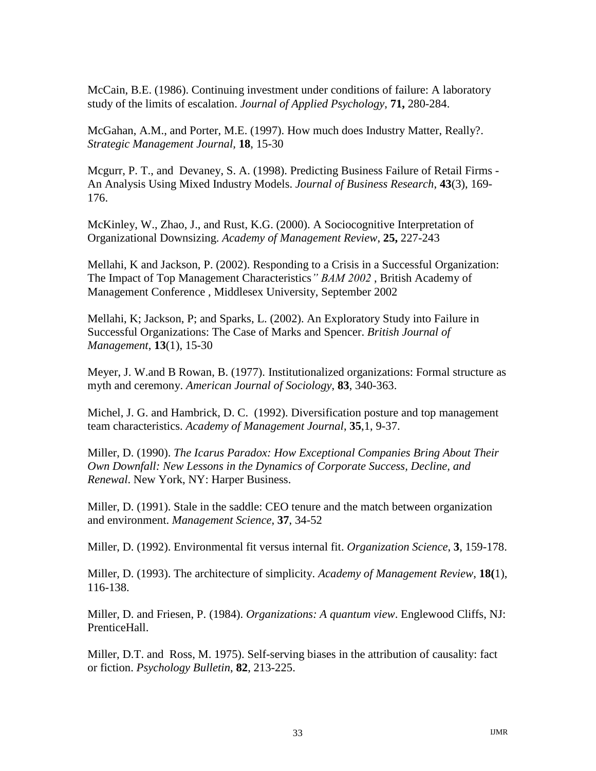McCain, B.E. (1986). Continuing investment under conditions of failure: A laboratory study of the limits of escalation. *Journal of Applied Psychology*, **71,** 280-284.

McGahan, A.M., and Porter, M.E. (1997). How much does Industry Matter, Really?. *Strategic Management Journal*, **18**, 15-30

Mcgurr, P. T., and Devaney, S. A. (1998). Predicting Business Failure of Retail Firms - An Analysis Using Mixed Industry Models. *Journal of Business Research*, **43**(3), 169-176.

McKinley, W., Zhao, J., and Rust, K.G. (2000). A Sociocognitive Interpretation of Organizational Downsizing. *Academy of Management Review*, **25,** 227-243

Mellahi, K and Jackson, P. (2002). Responding to a Crisis in a Successful Organization: The Impact of Top Management Characteristics*" BAM 2002* , British Academy of Management Conference , Middlesex University, September 2002

Mellahi, K; Jackson, P; and Sparks, L. (2002). An Exploratory Study into Failure in Successful Organizations: The Case of Marks and Spencer. *British Journal of Management*, **13**(1), 15-30

Meyer, J. W.and B Rowan, B. (1977). Institutionalized organizations: Formal structure as myth and ceremony. *American Journal of Sociology*, **83**, 340-363.

Michel, J. G. and Hambrick, D. C. (1992). Diversification posture and top management team characteristics. *Academy of Management Journal*, **35**,1, 9-37.

Miller, D. (1990). *The Icarus Paradox: How Exceptional Companies Bring About Their Own Downfall: New Lessons in the Dynamics of Corporate Success, Decline, and Renewal*. New York, NY: Harper Business.

Miller, D. (1991). Stale in the saddle: CEO tenure and the match between organization and environment. *Management Science*, **37**, 34-52

Miller, D. (1992). Environmental fit versus internal fit. *Organization Science*, **3**, 159-178.

Miller, D. (1993). The architecture of simplicity. *Academy of Management Review*, **18(**1), 116-138.

Miller, D. and Friesen, P. (1984). *Organizations: A quantum view*. Englewood Cliffs, NJ: PrenticeHall.

Miller, D.T. and Ross, M. 1975). Self-serving biases in the attribution of causality: fact or fiction. *Psychology Bulletin*, **82**, 213-225.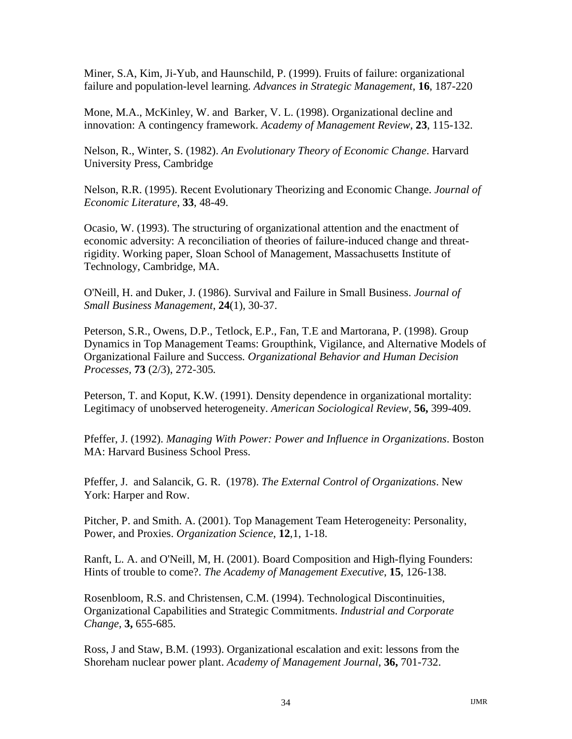Miner, S.A, Kim, Ji-Yub, and Haunschild, P. (1999). Fruits of failure: organizational failure and population-level learning. *Advances in Strategic Management*, **16**, 187-220

Mone, M.A., McKinley, W. and Barker, V. L. (1998). Organizational decline and innovation: A contingency framework. *Academy of Management Review*, **23**, 115-132.

Nelson, R., Winter, S. (1982). *An Evolutionary Theory of Economic Change*. Harvard University Press, Cambridge

Nelson, R.R. (1995). Recent Evolutionary Theorizing and Economic Change. *Journal of Economic Literature*, **33**, 48-49.

Ocasio, W. (1993). The structuring of organizational attention and the enactment of economic adversity: A reconciliation of theories of failure-induced change and threat-rigidity. Working paper, Sloan School of Management, Massachusetts Institute of Technology, Cambridge, MA.

O'Neill, H. and Duker, J. (1986). Survival and Failure in Small Business. *Journal of Small Business Management,* **24**(1), 30-37.

Peterson, S.R., Owens, D.P., Tetlock, E.P., Fan, T.E and Martorana, P. (1998). Group Dynamics in Top Management Teams: Groupthink, Vigilance, and Alternative Models of Organizational Failure and Success*. Organizational Behavior and Human Decision Processes,* **73** (2/3), 272-305*.*

Peterson, T. and Koput, K.W. (1991). Density dependence in organizational mortality: Legitimacy of unobserved heterogeneity. *American Sociological Review,* **56,** 399-409.

Pfeffer, J. (1992). *Managing With Power: Power and Influence in Organizations*. Boston MA: Harvard Business School Press.

Pfeffer, J. and Salancik, G. R. (1978). *The External Control of Organizations*. New York: Harper and Row.

Pitcher, P. and Smith. A. (2001). Top Management Team Heterogeneity: Personality, Power, and Proxies. *Organization Science*, **12**,1, 1-18.

Ranft, L. A. and O'Neill, M, H. (2001). Board Composition and High-flying Founders: Hints of trouble to come?. *The Academy of Management Executive*, **15**, 126-138.

Rosenbloom, R.S. and Christensen, C.M. (1994). Technological Discontinuities, Organizational Capabilities and Strategic Commitments. *Industrial and Corporate Change*, **3,** 655-685.

Ross, J and Staw, B.M. (1993). Organizational escalation and exit: lessons from the Shoreham nuclear power plant. *Academy of Management Journal*, **36,** 701-732.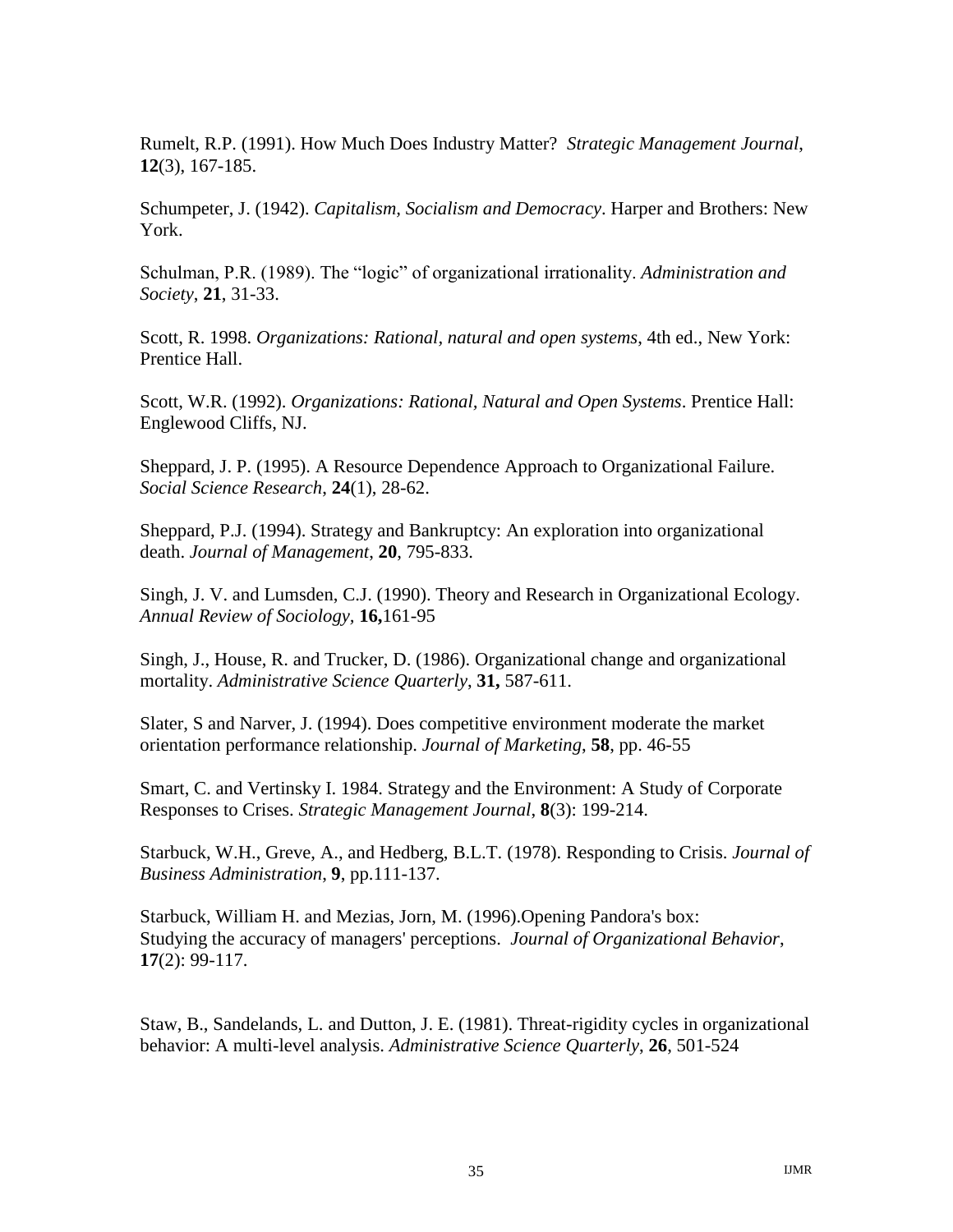Rumelt, R.P. (1991). How Much Does Industry Matter? *Strategic Management Journal*, **12**(3), 167-185.

Schumpeter, J. (1942). *Capitalism, Socialism and Democracy*. Harper and Brothers: New York.

Schulman, P.R. (1989). The "logic" of organizational irrationality. *Administration and Society*, **21**, 31-33.

Scott, R. 1998. *Organizations: Rational, natural and open systems*, 4th ed., New York: Prentice Hall.

Scott, W.R. (1992). *Organizations: Rational, Natural and Open Systems*. Prentice Hall: Englewood Cliffs, NJ.

Sheppard, J. P. (1995). A Resource Dependence Approach to Organizational Failure. *Social Science Research*, **24**(1), 28-62.

Sheppard, P.J. (1994). Strategy and Bankruptcy: An exploration into organizational death. *Journal of Management*, **20**, 795-833.

Singh, J. V. and Lumsden, C.J. (1990). Theory and Research in Organizational Ecology. *Annual Review of Sociology,* **16,**161-95

Singh, J., House, R. and Trucker, D. (1986). Organizational change and organizational mortality. *Administrative Science Quarterly*, **31,** 587-611.

Slater, S and Narver, J. (1994). Does competitive environment moderate the market orientation performance relationship. *Journal of Marketing*, **58**, pp. 46-55

Smart, C. and Vertinsky I. 1984. Strategy and the Environment: A Study of Corporate Responses to Crises. *Strategic Management Journal*, **8**(3): 199-214.

Starbuck, W.H., Greve, A., and Hedberg, B.L.T. (1978). Responding to Crisis. *Journal of Business Administration*, **9**, pp.111-137.

Starbuck, William H. and Mezias, Jorn, M. (1996).Opening Pandora's box: Studying the accuracy of managers' perceptions. *Journal of Organizational Behavior*, **17**(2): 99-117.

Staw, B., Sandelands, L. and Dutton, J. E. (1981). Threat-rigidity cycles in organizational behavior: A multi-level analysis. *Administrative Science Quarterly*, **26**, 501-524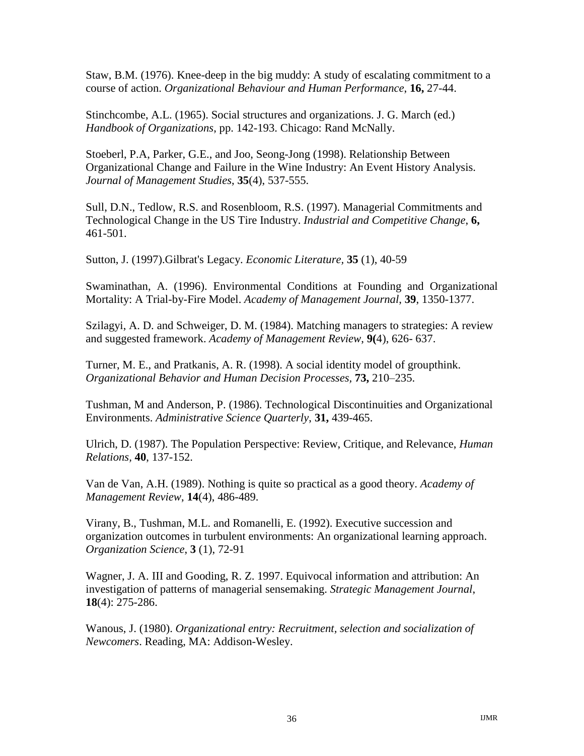Staw, B.M. (1976). Knee-deep in the big muddy: A study of escalating commitment to a course of action. *Organizational Behaviour and Human Performance*, **16,** 27-44.

Stinchcombe, A.L. (1965). Social structures and organizations. J. G. March (ed.) *Handbook of Organizations*, pp. 142-193. Chicago: Rand McNally.

Stoeberl, P.A, Parker, G.E., and Joo, Seong-Jong (1998). Relationship Between Organizational Change and Failure in the Wine Industry: An Event History Analysis. *Journal of Management Studies*, **35**(4), 537-555.

Sull, D.N., Tedlow, R.S. and Rosenbloom, R.S. (1997). Managerial Commitments and Technological Change in the US Tire Industry. *Industrial and Competitive Change*, **6,** 461-501.

Sutton, J. (1997).Gilbrat's Legacy. *Economic Literature,* **35** (1), 40-59

Swaminathan, A. (1996). Environmental Conditions at Founding and Organizational Mortality: A Trial-by-Fire Model. *Academy of Management Journal*, **39**, 1350-1377.

Szilagyi, A. D. and Schweiger, D. M. (1984). Matching managers to strategies: A review and suggested framework. *Academy of Management Review*, **9(**4), 626- 637.

Turner, M. E., and Pratkanis, A. R. (1998). A social identity model of groupthink. *Organizational Behavior and Human Decision Processes*, **73,** 210–235.

Tushman, M and Anderson, P. (1986). Technological Discontinuities and Organizational Environments. *Administrative Science Quarterly*, **31,** 439-465.

Ulrich, D. (1987). The Population Perspective: Review, Critique, and Relevance, *Human Relations,* **40**, 137-152.

Van de Van, A.H. (1989). Nothing is quite so practical as a good theory. *Academy of Management Review*, **14**(4), 486-489.

Virany, B., Tushman, M.L. and Romanelli, E. (1992). Executive succession and organization outcomes in turbulent environments: An organizational learning approach. *Organization Science*, **3** (1), 72-91

Wagner, J. A. III and Gooding, R. Z. 1997. Equivocal information and attribution: An investigation of patterns of managerial sensemaking. *Strategic Management Journal*, **18**(4): 275-286.

Wanous, J. (1980). *Organizational entry: Recruitment, selection and socialization of Newcomers*. Reading, MA: Addison-Wesley.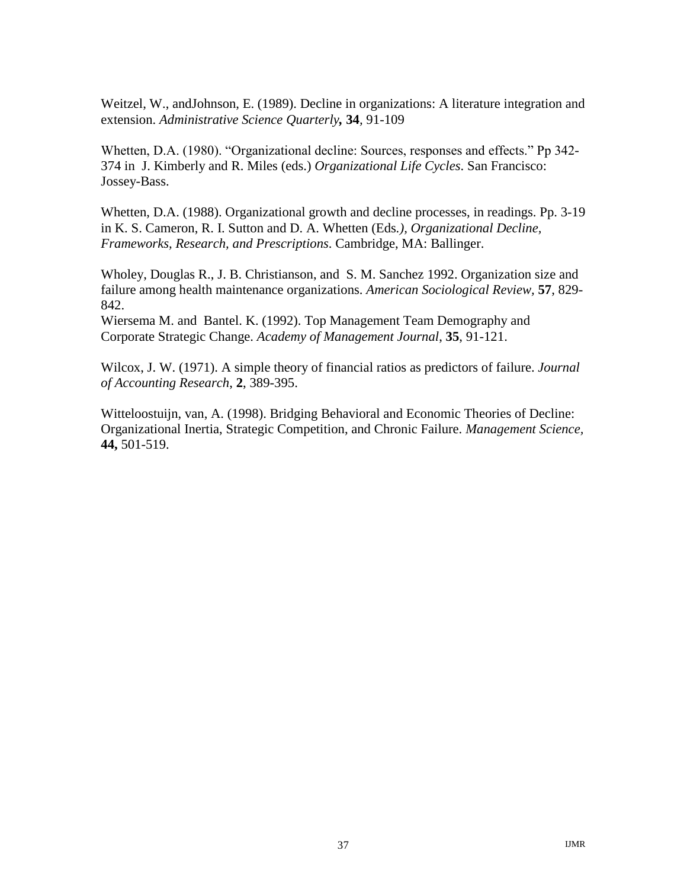Weitzel, W., andJohnson, E. (1989). Decline in organizations: A literature integration and extension. *Administrative Science Quarterly***,** **34**, 91-109

Whetten, D.A. (1980). "Organizational decline: Sources, responses and effects." Pp 342-374 in J. Kimberly and R. Miles (eds.) *Organizational Life Cycles*. San Francisco: Jossey-Bass.

Whetten, D.A. (1988). Organizational growth and decline processes, in readings. Pp. 3-19 in K. S. Cameron, R. I. Sutton and D. A. Whetten (Eds*.), Organizational Decline, Frameworks, Research, and Prescriptions*. Cambridge, MA: Ballinger.

Wholey, Douglas R., J. B. Christianson, and S. M. Sanchez 1992. Organization size and failure among health maintenance organizations. *American Sociological Review*, **57**, 829-842.

Wiersema M. and Bantel. K. (1992). Top Management Team Demography and Corporate Strategic Change. *Academy of Management Journal*, **35**, 91-121.

Wilcox, J. W. (1971). A simple theory of financial ratios as predictors of failure. *Journal of Accounting Research*, **2**, 389-395.

Witteloostuijn, van, A. (1998). Bridging Behavioral and Economic Theories of Decline: Organizational Inertia, Strategic Competition, and Chronic Failure. *Management Science*, **44,** 501-519.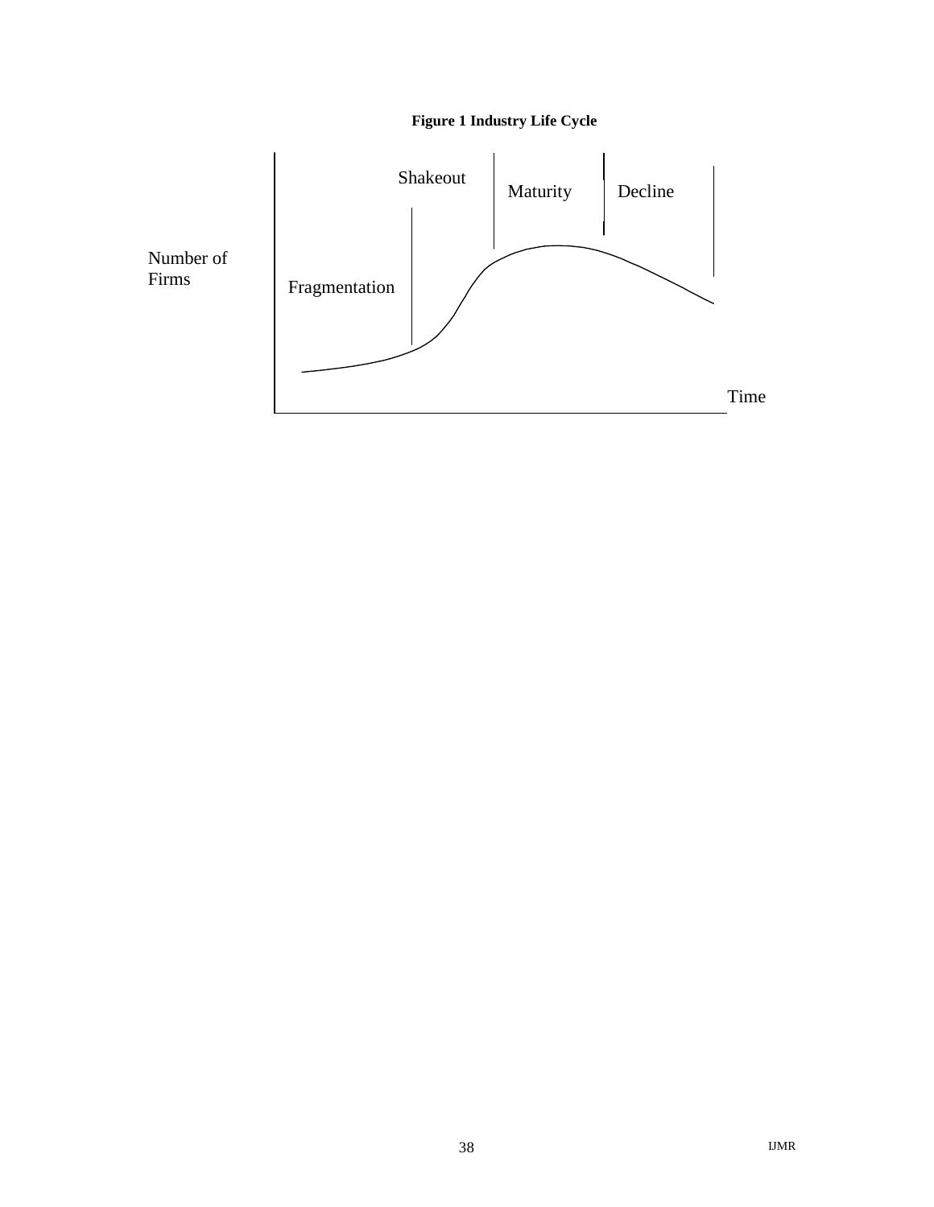**Figure 1 Industry Life Cycle**

Number of Firms

Fragmentation

Shakeout

Maturity

Decline

Time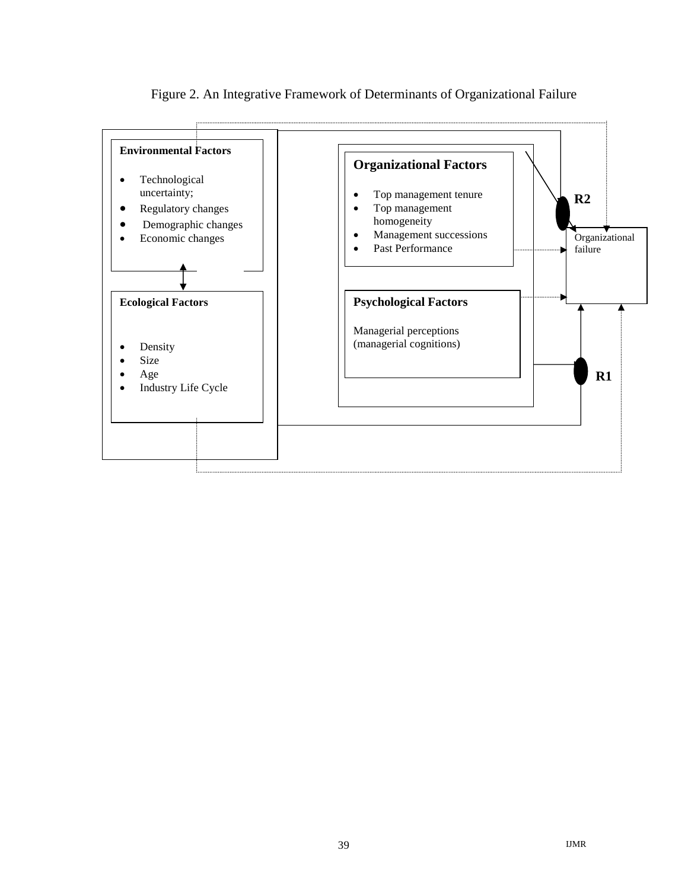Figure 2. An Integrative Framework of Determinants of Organizational Failure

**Environmental Factors**

- Technological uncertainty;
- Regulatory changes
- Demographic changes
- Economic changes

**Ecological Factors**

- Density
- Size
- Age
- Industry Life Cycle

**Organizational Factors**

- Top management tenure
- Top management homogeneity
- Management successions
- Past Performance

**Psychological Factors**

Managerial perceptions (managerial cognitions)

**R2**

**R1**

Organizational failure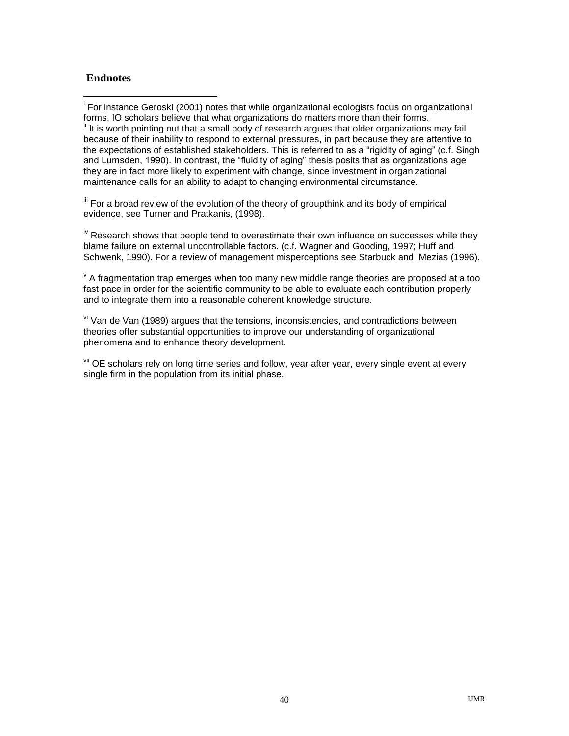## Endnotes

[i] For instance Geroski (2001) notes that while organizational ecologists focus on organizational forms, IO scholars believe that what organizations do matters more than their forms.

[ii] It is worth pointing out that a small body of research argues that older organizations may fail because of their inability to respond to external pressures, in part because they are attentive to the expectations of established stakeholders. This is referred to as a “rigidity of aging” (c.f. Singh and Lumsden, 1990). In contrast, the “fluidity of aging” thesis posits that as organizations age they are in fact more likely to experiment with change, since investment in organizational maintenance calls for an ability to adapt to changing environmental circumstance.

[iii] For a broad review of the evolution of the theory of groupthink and its body of empirical evidence, see Turner and Pratkanis, (1998).

[iv] Research shows that people tend to overestimate their own influence on successes while they blame failure on external uncontrollable factors. (c.f. Wagner and Gooding, 1997; Huff and Schwenk, 1990). For a review of management misperceptions see Starbuck and Mezias (1996).

[v] A fragmentation trap emerges when too many new middle range theories are proposed at a too fast pace in order for the scientific community to be able to evaluate each contribution properly and to integrate them into a reasonable coherent knowledge structure.

[vi] Van de Van (1989) argues that the tensions, inconsistencies, and contradictions between theories offer substantial opportunities to improve our understanding of organizational phenomena and to enhance theory development.

[vii] OE scholars rely on long time series and follow, year after year, every single event at every single firm in the population from its initial phase.